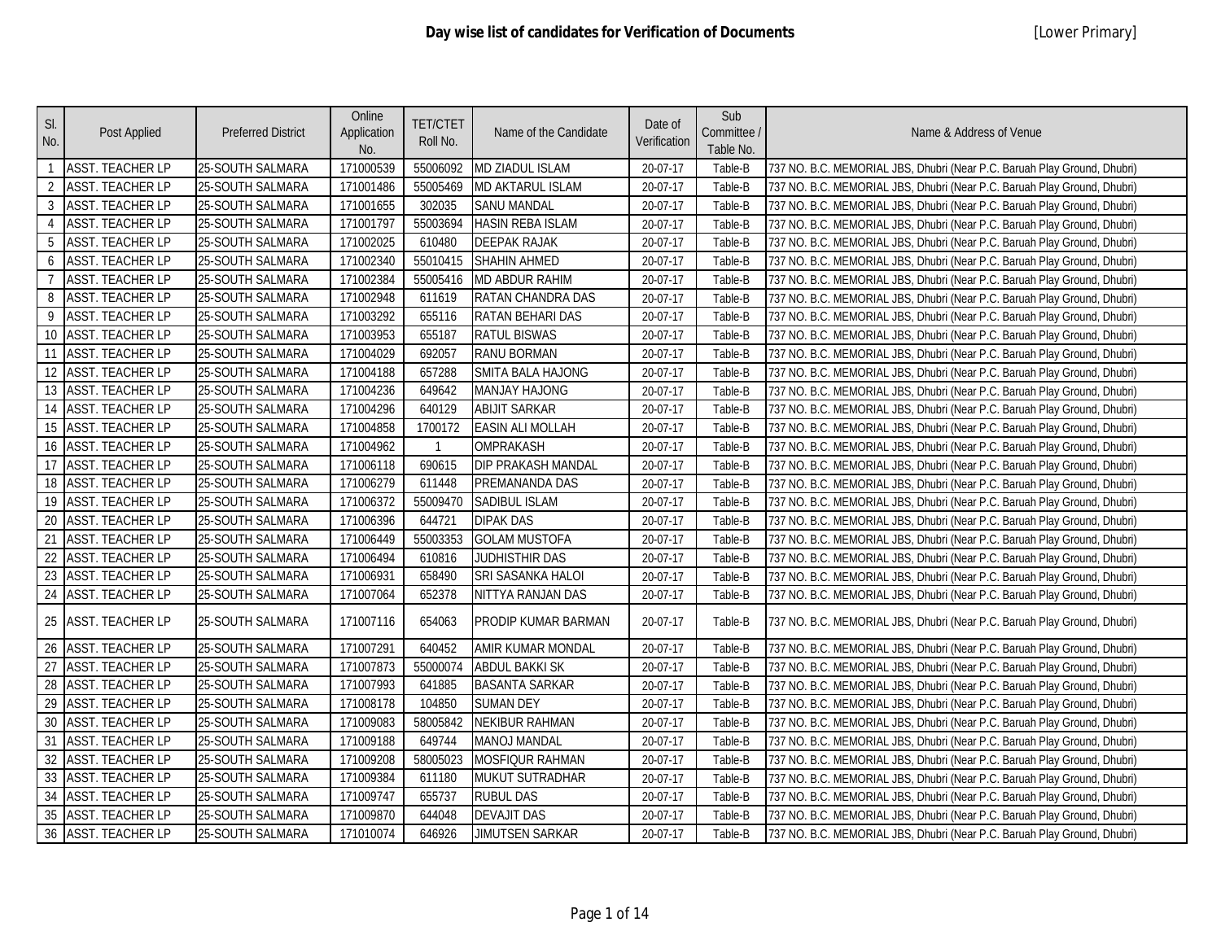# Day wise list of candidates for Verification of Documents

[Lower Primary]

| Sl. No. | Post Applied | Preferred District | Online Application No. | TET/CTET Roll No. | Name of the Candidate | Date of Verification | Sub Committee / Table No. | Name & Address of Venue |
|---|---|---|---|---|---|---|---|---|
| 1 | ASST. TEACHER LP | 25-SOUTH SALMARA | 171000539 | 55006092 | MD ZIADUL ISLAM | 20-07-17 | Table-B | 737 NO. B.C. MEMORIAL JBS, Dhubri (Near P.C. Baruah Play Ground, Dhubri) |
| 2 | ASST. TEACHER LP | 25-SOUTH SALMARA | 171001486 | 55005469 | MD AKTARUL ISLAM | 20-07-17 | Table-B | 737 NO. B.C. MEMORIAL JBS, Dhubri (Near P.C. Baruah Play Ground, Dhubri) |
| 3 | ASST. TEACHER LP | 25-SOUTH SALMARA | 171001655 | 302035 | SANU MANDAL | 20-07-17 | Table-B | 737 NO. B.C. MEMORIAL JBS, Dhubri (Near P.C. Baruah Play Ground, Dhubri) |
| 4 | ASST. TEACHER LP | 25-SOUTH SALMARA | 171001797 | 55003694 | HASIN REBA ISLAM | 20-07-17 | Table-B | 737 NO. B.C. MEMORIAL JBS, Dhubri (Near P.C. Baruah Play Ground, Dhubri) |
| 5 | ASST. TEACHER LP | 25-SOUTH SALMARA | 171002025 | 610480 | DEEPAK RAJAK | 20-07-17 | Table-B | 737 NO. B.C. MEMORIAL JBS, Dhubri (Near P.C. Baruah Play Ground, Dhubri) |
| 6 | ASST. TEACHER LP | 25-SOUTH SALMARA | 171002340 | 55010415 | SHAHIN AHMED | 20-07-17 | Table-B | 737 NO. B.C. MEMORIAL JBS, Dhubri (Near P.C. Baruah Play Ground, Dhubri) |
| 7 | ASST. TEACHER LP | 25-SOUTH SALMARA | 171002384 | 55005416 | MD ABDUR RAHIM | 20-07-17 | Table-B | 737 NO. B.C. MEMORIAL JBS, Dhubri (Near P.C. Baruah Play Ground, Dhubri) |
| 8 | ASST. TEACHER LP | 25-SOUTH SALMARA | 171002948 | 611619 | RATAN CHANDRA DAS | 20-07-17 | Table-B | 737 NO. B.C. MEMORIAL JBS, Dhubri (Near P.C. Baruah Play Ground, Dhubri) |
| 9 | ASST. TEACHER LP | 25-SOUTH SALMARA | 171003292 | 655116 | RATAN BEHARI DAS | 20-07-17 | Table-B | 737 NO. B.C. MEMORIAL JBS, Dhubri (Near P.C. Baruah Play Ground, Dhubri) |
| 10 | ASST. TEACHER LP | 25-SOUTH SALMARA | 171003953 | 655187 | RATUL BISWAS | 20-07-17 | Table-B | 737 NO. B.C. MEMORIAL JBS, Dhubri (Near P.C. Baruah Play Ground, Dhubri) |
| 11 | ASST. TEACHER LP | 25-SOUTH SALMARA | 171004029 | 692057 | RANU BORMAN | 20-07-17 | Table-B | 737 NO. B.C. MEMORIAL JBS, Dhubri (Near P.C. Baruah Play Ground, Dhubri) |
| 12 | ASST. TEACHER LP | 25-SOUTH SALMARA | 171004188 | 657288 | SMITA BALA HAJONG | 20-07-17 | Table-B | 737 NO. B.C. MEMORIAL JBS, Dhubri (Near P.C. Baruah Play Ground, Dhubri) |
| 13 | ASST. TEACHER LP | 25-SOUTH SALMARA | 171004236 | 649642 | MANJAY HAJONG | 20-07-17 | Table-B | 737 NO. B.C. MEMORIAL JBS, Dhubri (Near P.C. Baruah Play Ground, Dhubri) |
| 14 | ASST. TEACHER LP | 25-SOUTH SALMARA | 171004296 | 640129 | ABIJIT SARKAR | 20-07-17 | Table-B | 737 NO. B.C. MEMORIAL JBS, Dhubri (Near P.C. Baruah Play Ground, Dhubri) |
| 15 | ASST. TEACHER LP | 25-SOUTH SALMARA | 171004858 | 1700172 | EASIN ALI MOLLAH | 20-07-17 | Table-B | 737 NO. B.C. MEMORIAL JBS, Dhubri (Near P.C. Baruah Play Ground, Dhubri) |
| 16 | ASST. TEACHER LP | 25-SOUTH SALMARA | 171004962 | 1 | OMPRAKASH | 20-07-17 | Table-B | 737 NO. B.C. MEMORIAL JBS, Dhubri (Near P.C. Baruah Play Ground, Dhubri) |
| 17 | ASST. TEACHER LP | 25-SOUTH SALMARA | 171006118 | 690615 | DIP PRAKASH MANDAL | 20-07-17 | Table-B | 737 NO. B.C. MEMORIAL JBS, Dhubri (Near P.C. Baruah Play Ground, Dhubri) |
| 18 | ASST. TEACHER LP | 25-SOUTH SALMARA | 171006279 | 611448 | PREMANANDA DAS | 20-07-17 | Table-B | 737 NO. B.C. MEMORIAL JBS, Dhubri (Near P.C. Baruah Play Ground, Dhubri) |
| 19 | ASST. TEACHER LP | 25-SOUTH SALMARA | 171006372 | 55009470 | SADIBUL ISLAM | 20-07-17 | Table-B | 737 NO. B.C. MEMORIAL JBS, Dhubri (Near P.C. Baruah Play Ground, Dhubri) |
| 20 | ASST. TEACHER LP | 25-SOUTH SALMARA | 171006396 | 644721 | DIPAK DAS | 20-07-17 | Table-B | 737 NO. B.C. MEMORIAL JBS, Dhubri (Near P.C. Baruah Play Ground, Dhubri) |
| 21 | ASST. TEACHER LP | 25-SOUTH SALMARA | 171006449 | 55003353 | GOLAM MUSTOFA | 20-07-17 | Table-B | 737 NO. B.C. MEMORIAL JBS, Dhubri (Near P.C. Baruah Play Ground, Dhubri) |
| 22 | ASST. TEACHER LP | 25-SOUTH SALMARA | 171006494 | 610816 | JUDHISTHIR DAS | 20-07-17 | Table-B | 737 NO. B.C. MEMORIAL JBS, Dhubri (Near P.C. Baruah Play Ground, Dhubri) |
| 23 | ASST. TEACHER LP | 25-SOUTH SALMARA | 171006931 | 658490 | SRI SASANKA HALOI | 20-07-17 | Table-B | 737 NO. B.C. MEMORIAL JBS, Dhubri (Near P.C. Baruah Play Ground, Dhubri) |
| 24 | ASST. TEACHER LP | 25-SOUTH SALMARA | 171007064 | 652378 | NITTYA RANJAN DAS | 20-07-17 | Table-B | 737 NO. B.C. MEMORIAL JBS, Dhubri (Near P.C. Baruah Play Ground, Dhubri) |
| 25 | ASST. TEACHER LP | 25-SOUTH SALMARA | 171007116 | 654063 | PRODIP KUMAR BARMAN | 20-07-17 | Table-B | 737 NO. B.C. MEMORIAL JBS, Dhubri (Near P.C. Baruah Play Ground, Dhubri) |
| 26 | ASST. TEACHER LP | 25-SOUTH SALMARA | 171007291 | 640452 | AMIR KUMAR MONDAL | 20-07-17 | Table-B | 737 NO. B.C. MEMORIAL JBS, Dhubri (Near P.C. Baruah Play Ground, Dhubri) |
| 27 | ASST. TEACHER LP | 25-SOUTH SALMARA | 171007873 | 55000074 | ABDUL BAKKI SK | 20-07-17 | Table-B | 737 NO. B.C. MEMORIAL JBS, Dhubri (Near P.C. Baruah Play Ground, Dhubri) |
| 28 | ASST. TEACHER LP | 25-SOUTH SALMARA | 171007993 | 641885 | BASANTA SARKAR | 20-07-17 | Table-B | 737 NO. B.C. MEMORIAL JBS, Dhubri (Near P.C. Baruah Play Ground, Dhubri) |
| 29 | ASST. TEACHER LP | 25-SOUTH SALMARA | 171008178 | 104850 | SUMAN DEY | 20-07-17 | Table-B | 737 NO. B.C. MEMORIAL JBS, Dhubri (Near P.C. Baruah Play Ground, Dhubri) |
| 30 | ASST. TEACHER LP | 25-SOUTH SALMARA | 171009083 | 58005842 | NEKIBUR RAHMAN | 20-07-17 | Table-B | 737 NO. B.C. MEMORIAL JBS, Dhubri (Near P.C. Baruah Play Ground, Dhubri) |
| 31 | ASST. TEACHER LP | 25-SOUTH SALMARA | 171009188 | 649744 | MANOJ MANDAL | 20-07-17 | Table-B | 737 NO. B.C. MEMORIAL JBS, Dhubri (Near P.C. Baruah Play Ground, Dhubri) |
| 32 | ASST. TEACHER LP | 25-SOUTH SALMARA | 171009208 | 58005023 | MOSFIQUR RAHMAN | 20-07-17 | Table-B | 737 NO. B.C. MEMORIAL JBS, Dhubri (Near P.C. Baruah Play Ground, Dhubri) |
| 33 | ASST. TEACHER LP | 25-SOUTH SALMARA | 171009384 | 611180 | MUKUT SUTRADHAR | 20-07-17 | Table-B | 737 NO. B.C. MEMORIAL JBS, Dhubri (Near P.C. Baruah Play Ground, Dhubri) |
| 34 | ASST. TEACHER LP | 25-SOUTH SALMARA | 171009747 | 655737 | RUBUL DAS | 20-07-17 | Table-B | 737 NO. B.C. MEMORIAL JBS, Dhubri (Near P.C. Baruah Play Ground, Dhubri) |
| 35 | ASST. TEACHER LP | 25-SOUTH SALMARA | 171009870 | 644048 | DEVAJIT DAS | 20-07-17 | Table-B | 737 NO. B.C. MEMORIAL JBS, Dhubri (Near P.C. Baruah Play Ground, Dhubri) |
| 36 | ASST. TEACHER LP | 25-SOUTH SALMARA | 171010074 | 646926 | JIMUTSEN SARKAR | 20-07-17 | Table-B | 737 NO. B.C. MEMORIAL JBS, Dhubri (Near P.C. Baruah Play Ground, Dhubri) |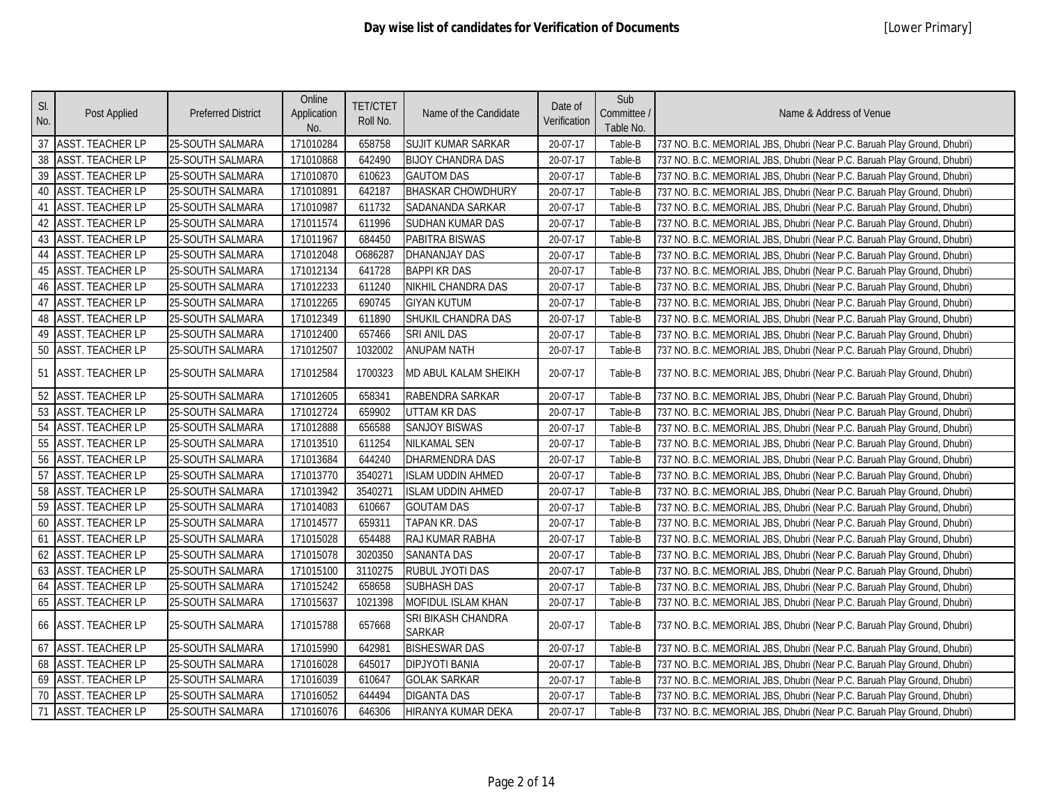# Day wise list of candidates for Verification of Documents

[Lower Primary]

| Sl. No. | Post Applied | Preferred District | Online Application No. | TET/CTET Roll No. | Name of the Candidate | Date of Verification | Sub Committee / Table No. | Name & Address of Venue |
|---|---|---|---|---|---|---|---|---|
| 37 | ASST. TEACHER LP | 25-SOUTH SALMARA | 171010284 | 658758 | SUJIT KUMAR SARKAR | 20-07-17 | Table-B | 737 NO. B.C. MEMORIAL JBS, Dhubri (Near P.C. Baruah Play Ground, Dhubri) |
| 38 | ASST. TEACHER LP | 25-SOUTH SALMARA | 171010868 | 642490 | BIJOY CHANDRA DAS | 20-07-17 | Table-B | 737 NO. B.C. MEMORIAL JBS, Dhubri (Near P.C. Baruah Play Ground, Dhubri) |
| 39 | ASST. TEACHER LP | 25-SOUTH SALMARA | 171010870 | 610623 | GAUTOM DAS | 20-07-17 | Table-B | 737 NO. B.C. MEMORIAL JBS, Dhubri (Near P.C. Baruah Play Ground, Dhubri) |
| 40 | ASST. TEACHER LP | 25-SOUTH SALMARA | 171010891 | 642187 | BHASKAR CHOWDHURY | 20-07-17 | Table-B | 737 NO. B.C. MEMORIAL JBS, Dhubri (Near P.C. Baruah Play Ground, Dhubri) |
| 41 | ASST. TEACHER LP | 25-SOUTH SALMARA | 171010987 | 611732 | SADANANDA SARKAR | 20-07-17 | Table-B | 737 NO. B.C. MEMORIAL JBS, Dhubri (Near P.C. Baruah Play Ground, Dhubri) |
| 42 | ASST. TEACHER LP | 25-SOUTH SALMARA | 171011574 | 611996 | SUDHAN KUMAR DAS | 20-07-17 | Table-B | 737 NO. B.C. MEMORIAL JBS, Dhubri (Near P.C. Baruah Play Ground, Dhubri) |
| 43 | ASST. TEACHER LP | 25-SOUTH SALMARA | 171011967 | 684450 | PABITRA BISWAS | 20-07-17 | Table-B | 737 NO. B.C. MEMORIAL JBS, Dhubri (Near P.C. Baruah Play Ground, Dhubri) |
| 44 | ASST. TEACHER LP | 25-SOUTH SALMARA | 171012048 | O686287 | DHANANJAY DAS | 20-07-17 | Table-B | 737 NO. B.C. MEMORIAL JBS, Dhubri (Near P.C. Baruah Play Ground, Dhubri) |
| 45 | ASST. TEACHER LP | 25-SOUTH SALMARA | 171012134 | 641728 | BAPPI KR DAS | 20-07-17 | Table-B | 737 NO. B.C. MEMORIAL JBS, Dhubri (Near P.C. Baruah Play Ground, Dhubri) |
| 46 | ASST. TEACHER LP | 25-SOUTH SALMARA | 171012233 | 611240 | NIKHIL CHANDRA DAS | 20-07-17 | Table-B | 737 NO. B.C. MEMORIAL JBS, Dhubri (Near P.C. Baruah Play Ground, Dhubri) |
| 47 | ASST. TEACHER LP | 25-SOUTH SALMARA | 171012265 | 690745 | GIYAN KUTUM | 20-07-17 | Table-B | 737 NO. B.C. MEMORIAL JBS, Dhubri (Near P.C. Baruah Play Ground, Dhubri) |
| 48 | ASST. TEACHER LP | 25-SOUTH SALMARA | 171012349 | 611890 | SHUKIL CHANDRA DAS | 20-07-17 | Table-B | 737 NO. B.C. MEMORIAL JBS, Dhubri (Near P.C. Baruah Play Ground, Dhubri) |
| 49 | ASST. TEACHER LP | 25-SOUTH SALMARA | 171012400 | 657466 | SRI ANIL DAS | 20-07-17 | Table-B | 737 NO. B.C. MEMORIAL JBS, Dhubri (Near P.C. Baruah Play Ground, Dhubri) |
| 50 | ASST. TEACHER LP | 25-SOUTH SALMARA | 171012507 | 1032002 | ANUPAM NATH | 20-07-17 | Table-B | 737 NO. B.C. MEMORIAL JBS, Dhubri (Near P.C. Baruah Play Ground, Dhubri) |
| 51 | ASST. TEACHER LP | 25-SOUTH SALMARA | 171012584 | 1700323 | MD ABUL KALAM SHEIKH | 20-07-17 | Table-B | 737 NO. B.C. MEMORIAL JBS, Dhubri (Near P.C. Baruah Play Ground, Dhubri) |
| 52 | ASST. TEACHER LP | 25-SOUTH SALMARA | 171012605 | 658341 | RABENDRA SARKAR | 20-07-17 | Table-B | 737 NO. B.C. MEMORIAL JBS, Dhubri (Near P.C. Baruah Play Ground, Dhubri) |
| 53 | ASST. TEACHER LP | 25-SOUTH SALMARA | 171012724 | 659902 | UTTAM KR DAS | 20-07-17 | Table-B | 737 NO. B.C. MEMORIAL JBS, Dhubri (Near P.C. Baruah Play Ground, Dhubri) |
| 54 | ASST. TEACHER LP | 25-SOUTH SALMARA | 171012888 | 656588 | SANJOY BISWAS | 20-07-17 | Table-B | 737 NO. B.C. MEMORIAL JBS, Dhubri (Near P.C. Baruah Play Ground, Dhubri) |
| 55 | ASST. TEACHER LP | 25-SOUTH SALMARA | 171013510 | 611254 | NILKAMAL SEN | 20-07-17 | Table-B | 737 NO. B.C. MEMORIAL JBS, Dhubri (Near P.C. Baruah Play Ground, Dhubri) |
| 56 | ASST. TEACHER LP | 25-SOUTH SALMARA | 171013684 | 644240 | DHARMENDRA DAS | 20-07-17 | Table-B | 737 NO. B.C. MEMORIAL JBS, Dhubri (Near P.C. Baruah Play Ground, Dhubri) |
| 57 | ASST. TEACHER LP | 25-SOUTH SALMARA | 171013770 | 3540271 | ISLAM UDDIN AHMED | 20-07-17 | Table-B | 737 NO. B.C. MEMORIAL JBS, Dhubri (Near P.C. Baruah Play Ground, Dhubri) |
| 58 | ASST. TEACHER LP | 25-SOUTH SALMARA | 171013942 | 3540271 | ISLAM UDDIN AHMED | 20-07-17 | Table-B | 737 NO. B.C. MEMORIAL JBS, Dhubri (Near P.C. Baruah Play Ground, Dhubri) |
| 59 | ASST. TEACHER LP | 25-SOUTH SALMARA | 171014083 | 610667 | GOUTAM DAS | 20-07-17 | Table-B | 737 NO. B.C. MEMORIAL JBS, Dhubri (Near P.C. Baruah Play Ground, Dhubri) |
| 60 | ASST. TEACHER LP | 25-SOUTH SALMARA | 171014577 | 659311 | TAPAN KR. DAS | 20-07-17 | Table-B | 737 NO. B.C. MEMORIAL JBS, Dhubri (Near P.C. Baruah Play Ground, Dhubri) |
| 61 | ASST. TEACHER LP | 25-SOUTH SALMARA | 171015028 | 654488 | RAJ KUMAR RABHA | 20-07-17 | Table-B | 737 NO. B.C. MEMORIAL JBS, Dhubri (Near P.C. Baruah Play Ground, Dhubri) |
| 62 | ASST. TEACHER LP | 25-SOUTH SALMARA | 171015078 | 3020350 | SANANTA DAS | 20-07-17 | Table-B | 737 NO. B.C. MEMORIAL JBS, Dhubri (Near P.C. Baruah Play Ground, Dhubri) |
| 63 | ASST. TEACHER LP | 25-SOUTH SALMARA | 171015100 | 3110275 | RUBUL JYOTI DAS | 20-07-17 | Table-B | 737 NO. B.C. MEMORIAL JBS, Dhubri (Near P.C. Baruah Play Ground, Dhubri) |
| 64 | ASST. TEACHER LP | 25-SOUTH SALMARA | 171015242 | 658658 | SUBHASH DAS | 20-07-17 | Table-B | 737 NO. B.C. MEMORIAL JBS, Dhubri (Near P.C. Baruah Play Ground, Dhubri) |
| 65 | ASST. TEACHER LP | 25-SOUTH SALMARA | 171015637 | 1021398 | MOFIDUL ISLAM KHAN | 20-07-17 | Table-B | 737 NO. B.C. MEMORIAL JBS, Dhubri (Near P.C. Baruah Play Ground, Dhubri) |
| 66 | ASST. TEACHER LP | 25-SOUTH SALMARA | 171015788 | 657668 | SRI BIKASH CHANDRA SARKAR | 20-07-17 | Table-B | 737 NO. B.C. MEMORIAL JBS, Dhubri (Near P.C. Baruah Play Ground, Dhubri) |
| 67 | ASST. TEACHER LP | 25-SOUTH SALMARA | 171015990 | 642981 | BISHESWAR DAS | 20-07-17 | Table-B | 737 NO. B.C. MEMORIAL JBS, Dhubri (Near P.C. Baruah Play Ground, Dhubri) |
| 68 | ASST. TEACHER LP | 25-SOUTH SALMARA | 171016028 | 645017 | DIPJYOTI BANIA | 20-07-17 | Table-B | 737 NO. B.C. MEMORIAL JBS, Dhubri (Near P.C. Baruah Play Ground, Dhubri) |
| 69 | ASST. TEACHER LP | 25-SOUTH SALMARA | 171016039 | 610647 | GOLAK SARKAR | 20-07-17 | Table-B | 737 NO. B.C. MEMORIAL JBS, Dhubri (Near P.C. Baruah Play Ground, Dhubri) |
| 70 | ASST. TEACHER LP | 25-SOUTH SALMARA | 171016052 | 644494 | DIGANTA DAS | 20-07-17 | Table-B | 737 NO. B.C. MEMORIAL JBS, Dhubri (Near P.C. Baruah Play Ground, Dhubri) |
| 71 | ASST. TEACHER LP | 25-SOUTH SALMARA | 171016076 | 646306 | HIRANYA KUMAR DEKA | 20-07-17 | Table-B | 737 NO. B.C. MEMORIAL JBS, Dhubri (Near P.C. Baruah Play Ground, Dhubri) |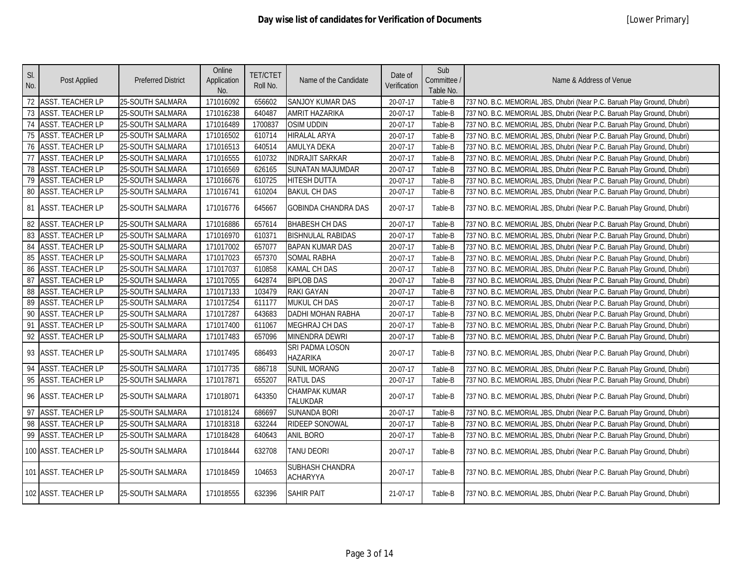# Day wise list of candidates for Verification of Documents

[Lower Primary]

| Sl. No. | Post Applied | Preferred District | Online Application No. | TET/CTET Roll No. | Name of the Candidate | Date of Verification | Sub Committee / Table No. | Name & Address of Venue |
|---|---|---|---|---|---|---|---|---|
| 72 | ASST. TEACHER LP | 25-SOUTH SALMARA | 171016092 | 656602 | SANJOY KUMAR DAS | 20-07-17 | Table-B | 737 NO. B.C. MEMORIAL JBS, Dhubri (Near P.C. Baruah Play Ground, Dhubri) |
| 73 | ASST. TEACHER LP | 25-SOUTH SALMARA | 171016238 | 640487 | AMRIT HAZARIKA | 20-07-17 | Table-B | 737 NO. B.C. MEMORIAL JBS, Dhubri (Near P.C. Baruah Play Ground, Dhubri) |
| 74 | ASST. TEACHER LP | 25-SOUTH SALMARA | 171016489 | 1700837 | OSIM UDDIN | 20-07-17 | Table-B | 737 NO. B.C. MEMORIAL JBS, Dhubri (Near P.C. Baruah Play Ground, Dhubri) |
| 75 | ASST. TEACHER LP | 25-SOUTH SALMARA | 171016502 | 610714 | HIRALAL ARYA | 20-07-17 | Table-B | 737 NO. B.C. MEMORIAL JBS, Dhubri (Near P.C. Baruah Play Ground, Dhubri) |
| 76 | ASST. TEACHER LP | 25-SOUTH SALMARA | 171016513 | 640514 | AMULYA DEKA | 20-07-17 | Table-B | 737 NO. B.C. MEMORIAL JBS, Dhubri (Near P.C. Baruah Play Ground, Dhubri) |
| 77 | ASST. TEACHER LP | 25-SOUTH SALMARA | 171016555 | 610732 | INDRAJIT SARKAR | 20-07-17 | Table-B | 737 NO. B.C. MEMORIAL JBS, Dhubri (Near P.C. Baruah Play Ground, Dhubri) |
| 78 | ASST. TEACHER LP | 25-SOUTH SALMARA | 171016569 | 626165 | SUNATAN MAJUMDAR | 20-07-17 | Table-B | 737 NO. B.C. MEMORIAL JBS, Dhubri (Near P.C. Baruah Play Ground, Dhubri) |
| 79 | ASST. TEACHER LP | 25-SOUTH SALMARA | 171016676 | 610725 | HITESH DUTTA | 20-07-17 | Table-B | 737 NO. B.C. MEMORIAL JBS, Dhubri (Near P.C. Baruah Play Ground, Dhubri) |
| 80 | ASST. TEACHER LP | 25-SOUTH SALMARA | 171016741 | 610204 | BAKUL CH DAS | 20-07-17 | Table-B | 737 NO. B.C. MEMORIAL JBS, Dhubri (Near P.C. Baruah Play Ground, Dhubri) |
| 81 | ASST. TEACHER LP | 25-SOUTH SALMARA | 171016776 | 645667 | GOBINDA CHANDRA DAS | 20-07-17 | Table-B | 737 NO. B.C. MEMORIAL JBS, Dhubri (Near P.C. Baruah Play Ground, Dhubri) |
| 82 | ASST. TEACHER LP | 25-SOUTH SALMARA | 171016886 | 657614 | BHABESH CH DAS | 20-07-17 | Table-B | 737 NO. B.C. MEMORIAL JBS, Dhubri (Near P.C. Baruah Play Ground, Dhubri) |
| 83 | ASST. TEACHER LP | 25-SOUTH SALMARA | 171016970 | 610371 | BISHNULAL RABIDAS | 20-07-17 | Table-B | 737 NO. B.C. MEMORIAL JBS, Dhubri (Near P.C. Baruah Play Ground, Dhubri) |
| 84 | ASST. TEACHER LP | 25-SOUTH SALMARA | 171017002 | 657077 | BAPAN KUMAR DAS | 20-07-17 | Table-B | 737 NO. B.C. MEMORIAL JBS, Dhubri (Near P.C. Baruah Play Ground, Dhubri) |
| 85 | ASST. TEACHER LP | 25-SOUTH SALMARA | 171017023 | 657370 | SOMAL RABHA | 20-07-17 | Table-B | 737 NO. B.C. MEMORIAL JBS, Dhubri (Near P.C. Baruah Play Ground, Dhubri) |
| 86 | ASST. TEACHER LP | 25-SOUTH SALMARA | 171017037 | 610858 | KAMAL CH DAS | 20-07-17 | Table-B | 737 NO. B.C. MEMORIAL JBS, Dhubri (Near P.C. Baruah Play Ground, Dhubri) |
| 87 | ASST. TEACHER LP | 25-SOUTH SALMARA | 171017055 | 642874 | BIPLOB DAS | 20-07-17 | Table-B | 737 NO. B.C. MEMORIAL JBS, Dhubri (Near P.C. Baruah Play Ground, Dhubri) |
| 88 | ASST. TEACHER LP | 25-SOUTH SALMARA | 171017133 | 103479 | RAKI GAYAN | 20-07-17 | Table-B | 737 NO. B.C. MEMORIAL JBS, Dhubri (Near P.C. Baruah Play Ground, Dhubri) |
| 89 | ASST. TEACHER LP | 25-SOUTH SALMARA | 171017254 | 611177 | MUKUL CH DAS | 20-07-17 | Table-B | 737 NO. B.C. MEMORIAL JBS, Dhubri (Near P.C. Baruah Play Ground, Dhubri) |
| 90 | ASST. TEACHER LP | 25-SOUTH SALMARA | 171017287 | 643683 | DADHI MOHAN RABHA | 20-07-17 | Table-B | 737 NO. B.C. MEMORIAL JBS, Dhubri (Near P.C. Baruah Play Ground, Dhubri) |
| 91 | ASST. TEACHER LP | 25-SOUTH SALMARA | 171017400 | 611067 | MEGHRAJ CH DAS | 20-07-17 | Table-B | 737 NO. B.C. MEMORIAL JBS, Dhubri (Near P.C. Baruah Play Ground, Dhubri) |
| 92 | ASST. TEACHER LP | 25-SOUTH SALMARA | 171017483 | 657096 | MINENDRA DEWRI | 20-07-17 | Table-B | 737 NO. B.C. MEMORIAL JBS, Dhubri (Near P.C. Baruah Play Ground, Dhubri) |
| 93 | ASST. TEACHER LP | 25-SOUTH SALMARA | 171017495 | 686493 | SRI PADMA LOSON HAZARIKA | 20-07-17 | Table-B | 737 NO. B.C. MEMORIAL JBS, Dhubri (Near P.C. Baruah Play Ground, Dhubri) |
| 94 | ASST. TEACHER LP | 25-SOUTH SALMARA | 171017735 | 686718 | SUNIL MORANG | 20-07-17 | Table-B | 737 NO. B.C. MEMORIAL JBS, Dhubri (Near P.C. Baruah Play Ground, Dhubri) |
| 95 | ASST. TEACHER LP | 25-SOUTH SALMARA | 171017871 | 655207 | RATUL DAS | 20-07-17 | Table-B | 737 NO. B.C. MEMORIAL JBS, Dhubri (Near P.C. Baruah Play Ground, Dhubri) |
| 96 | ASST. TEACHER LP | 25-SOUTH SALMARA | 171018071 | 643350 | CHAMPAK KUMAR TALUKDAR | 20-07-17 | Table-B | 737 NO. B.C. MEMORIAL JBS, Dhubri (Near P.C. Baruah Play Ground, Dhubri) |
| 97 | ASST. TEACHER LP | 25-SOUTH SALMARA | 171018124 | 686697 | SUNANDA BORI | 20-07-17 | Table-B | 737 NO. B.C. MEMORIAL JBS, Dhubri (Near P.C. Baruah Play Ground, Dhubri) |
| 98 | ASST. TEACHER LP | 25-SOUTH SALMARA | 171018318 | 632244 | RIDEEP SONOWAL | 20-07-17 | Table-B | 737 NO. B.C. MEMORIAL JBS, Dhubri (Near P.C. Baruah Play Ground, Dhubri) |
| 99 | ASST. TEACHER LP | 25-SOUTH SALMARA | 171018428 | 640643 | ANIL BORO | 20-07-17 | Table-B | 737 NO. B.C. MEMORIAL JBS, Dhubri (Near P.C. Baruah Play Ground, Dhubri) |
| 100 | ASST. TEACHER LP | 25-SOUTH SALMARA | 171018444 | 632708 | TANU DEORI | 20-07-17 | Table-B | 737 NO. B.C. MEMORIAL JBS, Dhubri (Near P.C. Baruah Play Ground, Dhubri) |
| 101 | ASST. TEACHER LP | 25-SOUTH SALMARA | 171018459 | 104653 | SUBHASH CHANDRA ACHARYYA | 20-07-17 | Table-B | 737 NO. B.C. MEMORIAL JBS, Dhubri (Near P.C. Baruah Play Ground, Dhubri) |
| 102 | ASST. TEACHER LP | 25-SOUTH SALMARA | 171018555 | 632396 | SAHIR PAIT | 21-07-17 | Table-B | 737 NO. B.C. MEMORIAL JBS, Dhubri (Near P.C. Baruah Play Ground, Dhubri) |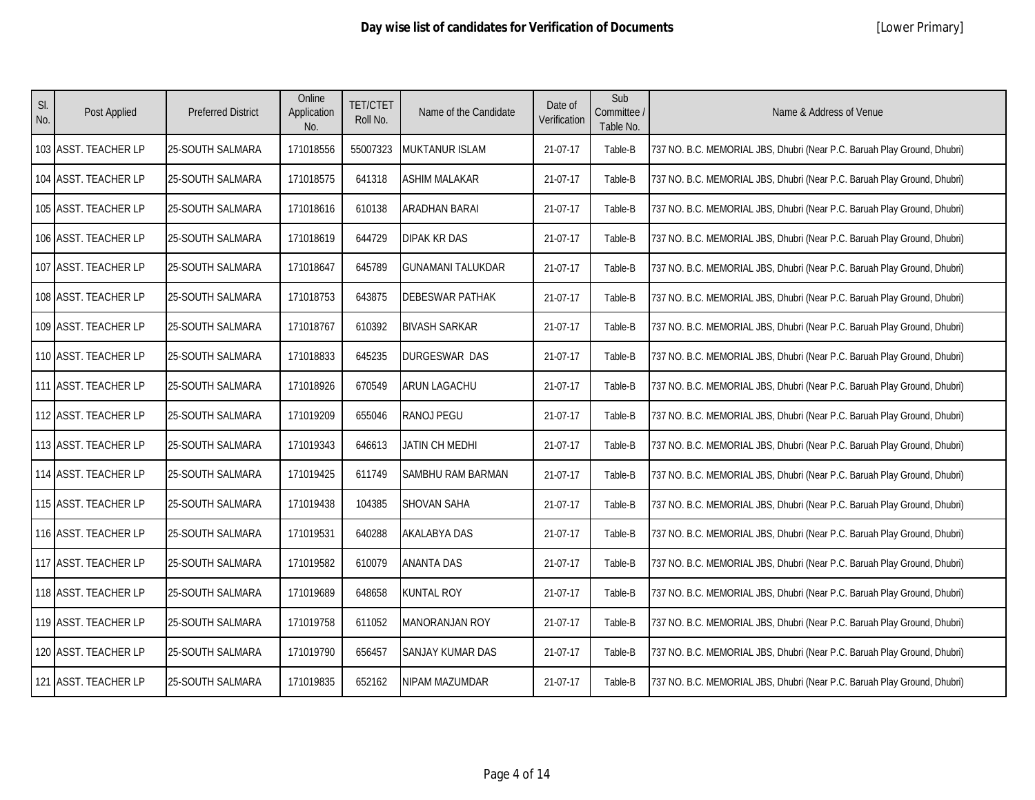## Day wise list of candidates for Verification of Documents

[Lower Primary]

| Sl. No. | Post Applied | Preferred District | Online Application No. | TET/CTET Roll No. | Name of the Candidate | Date of Verification | Sub Committee / Table No. | Name & Address of Venue |
|---|---|---|---|---|---|---|---|---|
| 103 | ASST. TEACHER LP | 25-SOUTH SALMARA | 171018556 | 55007323 | MUKTANUR ISLAM | 21-07-17 | Table-B | 737 NO. B.C. MEMORIAL JBS, Dhubri (Near P.C. Baruah Play Ground, Dhubri) |
| 104 | ASST. TEACHER LP | 25-SOUTH SALMARA | 171018575 | 641318 | ASHIM MALAKAR | 21-07-17 | Table-B | 737 NO. B.C. MEMORIAL JBS, Dhubri (Near P.C. Baruah Play Ground, Dhubri) |
| 105 | ASST. TEACHER LP | 25-SOUTH SALMARA | 171018616 | 610138 | ARADHAN BARAI | 21-07-17 | Table-B | 737 NO. B.C. MEMORIAL JBS, Dhubri (Near P.C. Baruah Play Ground, Dhubri) |
| 106 | ASST. TEACHER LP | 25-SOUTH SALMARA | 171018619 | 644729 | DIPAK KR DAS | 21-07-17 | Table-B | 737 NO. B.C. MEMORIAL JBS, Dhubri (Near P.C. Baruah Play Ground, Dhubri) |
| 107 | ASST. TEACHER LP | 25-SOUTH SALMARA | 171018647 | 645789 | GUNAMANI TALUKDAR | 21-07-17 | Table-B | 737 NO. B.C. MEMORIAL JBS, Dhubri (Near P.C. Baruah Play Ground, Dhubri) |
| 108 | ASST. TEACHER LP | 25-SOUTH SALMARA | 171018753 | 643875 | DEBESWAR PATHAK | 21-07-17 | Table-B | 737 NO. B.C. MEMORIAL JBS, Dhubri (Near P.C. Baruah Play Ground, Dhubri) |
| 109 | ASST. TEACHER LP | 25-SOUTH SALMARA | 171018767 | 610392 | BIVASH SARKAR | 21-07-17 | Table-B | 737 NO. B.C. MEMORIAL JBS, Dhubri (Near P.C. Baruah Play Ground, Dhubri) |
| 110 | ASST. TEACHER LP | 25-SOUTH SALMARA | 171018833 | 645235 | DURGESWAR DAS | 21-07-17 | Table-B | 737 NO. B.C. MEMORIAL JBS, Dhubri (Near P.C. Baruah Play Ground, Dhubri) |
| 111 | ASST. TEACHER LP | 25-SOUTH SALMARA | 171018926 | 670549 | ARUN LAGACHU | 21-07-17 | Table-B | 737 NO. B.C. MEMORIAL JBS, Dhubri (Near P.C. Baruah Play Ground, Dhubri) |
| 112 | ASST. TEACHER LP | 25-SOUTH SALMARA | 171019209 | 655046 | RANOJ PEGU | 21-07-17 | Table-B | 737 NO. B.C. MEMORIAL JBS, Dhubri (Near P.C. Baruah Play Ground, Dhubri) |
| 113 | ASST. TEACHER LP | 25-SOUTH SALMARA | 171019343 | 646613 | JATIN CH MEDHI | 21-07-17 | Table-B | 737 NO. B.C. MEMORIAL JBS, Dhubri (Near P.C. Baruah Play Ground, Dhubri) |
| 114 | ASST. TEACHER LP | 25-SOUTH SALMARA | 171019425 | 611749 | SAMBHU RAM BARMAN | 21-07-17 | Table-B | 737 NO. B.C. MEMORIAL JBS, Dhubri (Near P.C. Baruah Play Ground, Dhubri) |
| 115 | ASST. TEACHER LP | 25-SOUTH SALMARA | 171019438 | 104385 | SHOVAN SAHA | 21-07-17 | Table-B | 737 NO. B.C. MEMORIAL JBS, Dhubri (Near P.C. Baruah Play Ground, Dhubri) |
| 116 | ASST. TEACHER LP | 25-SOUTH SALMARA | 171019531 | 640288 | AKALABYA DAS | 21-07-17 | Table-B | 737 NO. B.C. MEMORIAL JBS, Dhubri (Near P.C. Baruah Play Ground, Dhubri) |
| 117 | ASST. TEACHER LP | 25-SOUTH SALMARA | 171019582 | 610079 | ANANTA DAS | 21-07-17 | Table-B | 737 NO. B.C. MEMORIAL JBS, Dhubri (Near P.C. Baruah Play Ground, Dhubri) |
| 118 | ASST. TEACHER LP | 25-SOUTH SALMARA | 171019689 | 648658 | KUNTAL ROY | 21-07-17 | Table-B | 737 NO. B.C. MEMORIAL JBS, Dhubri (Near P.C. Baruah Play Ground, Dhubri) |
| 119 | ASST. TEACHER LP | 25-SOUTH SALMARA | 171019758 | 611052 | MANORANJAN ROY | 21-07-17 | Table-B | 737 NO. B.C. MEMORIAL JBS, Dhubri (Near P.C. Baruah Play Ground, Dhubri) |
| 120 | ASST. TEACHER LP | 25-SOUTH SALMARA | 171019790 | 656457 | SANJAY KUMAR DAS | 21-07-17 | Table-B | 737 NO. B.C. MEMORIAL JBS, Dhubri (Near P.C. Baruah Play Ground, Dhubri) |
| 121 | ASST. TEACHER LP | 25-SOUTH SALMARA | 171019835 | 652162 | NIPAM MAZUMDAR | 21-07-17 | Table-B | 737 NO. B.C. MEMORIAL JBS, Dhubri (Near P.C. Baruah Play Ground, Dhubri) |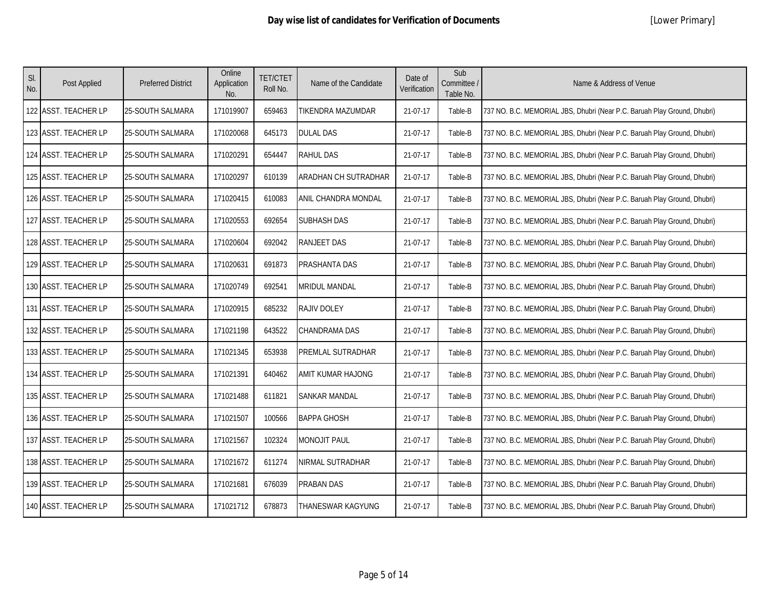## Day wise list of candidates for Verification of Documents

[Lower Primary]

| Sl. No. | Post Applied | Preferred District | Online Application No. | TET/CTET Roll No. | Name of the Candidate | Date of Verification | Sub Committee / Table No. | Name & Address of Venue |
|---|---|---|---|---|---|---|---|---|
| 122 | ASST. TEACHER LP | 25-SOUTH SALMARA | 171019907 | 659463 | TIKENDRA MAZUMDAR | 21-07-17 | Table-B | 737 NO. B.C. MEMORIAL JBS, Dhubri (Near P.C. Baruah Play Ground, Dhubri) |
| 123 | ASST. TEACHER LP | 25-SOUTH SALMARA | 171020068 | 645173 | DULAL DAS | 21-07-17 | Table-B | 737 NO. B.C. MEMORIAL JBS, Dhubri (Near P.C. Baruah Play Ground, Dhubri) |
| 124 | ASST. TEACHER LP | 25-SOUTH SALMARA | 171020291 | 654447 | RAHUL DAS | 21-07-17 | Table-B | 737 NO. B.C. MEMORIAL JBS, Dhubri (Near P.C. Baruah Play Ground, Dhubri) |
| 125 | ASST. TEACHER LP | 25-SOUTH SALMARA | 171020297 | 610139 | ARADHAN CH SUTRADHAR | 21-07-17 | Table-B | 737 NO. B.C. MEMORIAL JBS, Dhubri (Near P.C. Baruah Play Ground, Dhubri) |
| 126 | ASST. TEACHER LP | 25-SOUTH SALMARA | 171020415 | 610083 | ANIL CHANDRA MONDAL | 21-07-17 | Table-B | 737 NO. B.C. MEMORIAL JBS, Dhubri (Near P.C. Baruah Play Ground, Dhubri) |
| 127 | ASST. TEACHER LP | 25-SOUTH SALMARA | 171020553 | 692654 | SUBHASH DAS | 21-07-17 | Table-B | 737 NO. B.C. MEMORIAL JBS, Dhubri (Near P.C. Baruah Play Ground, Dhubri) |
| 128 | ASST. TEACHER LP | 25-SOUTH SALMARA | 171020604 | 692042 | RANJEET DAS | 21-07-17 | Table-B | 737 NO. B.C. MEMORIAL JBS, Dhubri (Near P.C. Baruah Play Ground, Dhubri) |
| 129 | ASST. TEACHER LP | 25-SOUTH SALMARA | 171020631 | 691873 | PRASHANTA DAS | 21-07-17 | Table-B | 737 NO. B.C. MEMORIAL JBS, Dhubri (Near P.C. Baruah Play Ground, Dhubri) |
| 130 | ASST. TEACHER LP | 25-SOUTH SALMARA | 171020749 | 692541 | MRIDUL MANDAL | 21-07-17 | Table-B | 737 NO. B.C. MEMORIAL JBS, Dhubri (Near P.C. Baruah Play Ground, Dhubri) |
| 131 | ASST. TEACHER LP | 25-SOUTH SALMARA | 171020915 | 685232 | RAJIV DOLEY | 21-07-17 | Table-B | 737 NO. B.C. MEMORIAL JBS, Dhubri (Near P.C. Baruah Play Ground, Dhubri) |
| 132 | ASST. TEACHER LP | 25-SOUTH SALMARA | 171021198 | 643522 | CHANDRAMA DAS | 21-07-17 | Table-B | 737 NO. B.C. MEMORIAL JBS, Dhubri (Near P.C. Baruah Play Ground, Dhubri) |
| 133 | ASST. TEACHER LP | 25-SOUTH SALMARA | 171021345 | 653938 | PREMLAL SUTRADHAR | 21-07-17 | Table-B | 737 NO. B.C. MEMORIAL JBS, Dhubri (Near P.C. Baruah Play Ground, Dhubri) |
| 134 | ASST. TEACHER LP | 25-SOUTH SALMARA | 171021391 | 640462 | AMIT KUMAR HAJONG | 21-07-17 | Table-B | 737 NO. B.C. MEMORIAL JBS, Dhubri (Near P.C. Baruah Play Ground, Dhubri) |
| 135 | ASST. TEACHER LP | 25-SOUTH SALMARA | 171021488 | 611821 | SANKAR MANDAL | 21-07-17 | Table-B | 737 NO. B.C. MEMORIAL JBS, Dhubri (Near P.C. Baruah Play Ground, Dhubri) |
| 136 | ASST. TEACHER LP | 25-SOUTH SALMARA | 171021507 | 100566 | BAPPA GHOSH | 21-07-17 | Table-B | 737 NO. B.C. MEMORIAL JBS, Dhubri (Near P.C. Baruah Play Ground, Dhubri) |
| 137 | ASST. TEACHER LP | 25-SOUTH SALMARA | 171021567 | 102324 | MONOJIT PAUL | 21-07-17 | Table-B | 737 NO. B.C. MEMORIAL JBS, Dhubri (Near P.C. Baruah Play Ground, Dhubri) |
| 138 | ASST. TEACHER LP | 25-SOUTH SALMARA | 171021672 | 611274 | NIRMAL SUTRADHAR | 21-07-17 | Table-B | 737 NO. B.C. MEMORIAL JBS, Dhubri (Near P.C. Baruah Play Ground, Dhubri) |
| 139 | ASST. TEACHER LP | 25-SOUTH SALMARA | 171021681 | 676039 | PRABAN DAS | 21-07-17 | Table-B | 737 NO. B.C. MEMORIAL JBS, Dhubri (Near P.C. Baruah Play Ground, Dhubri) |
| 140 | ASST. TEACHER LP | 25-SOUTH SALMARA | 171021712 | 678873 | THANESWAR KAGYUNG | 21-07-17 | Table-B | 737 NO. B.C. MEMORIAL JBS, Dhubri (Near P.C. Baruah Play Ground, Dhubri) |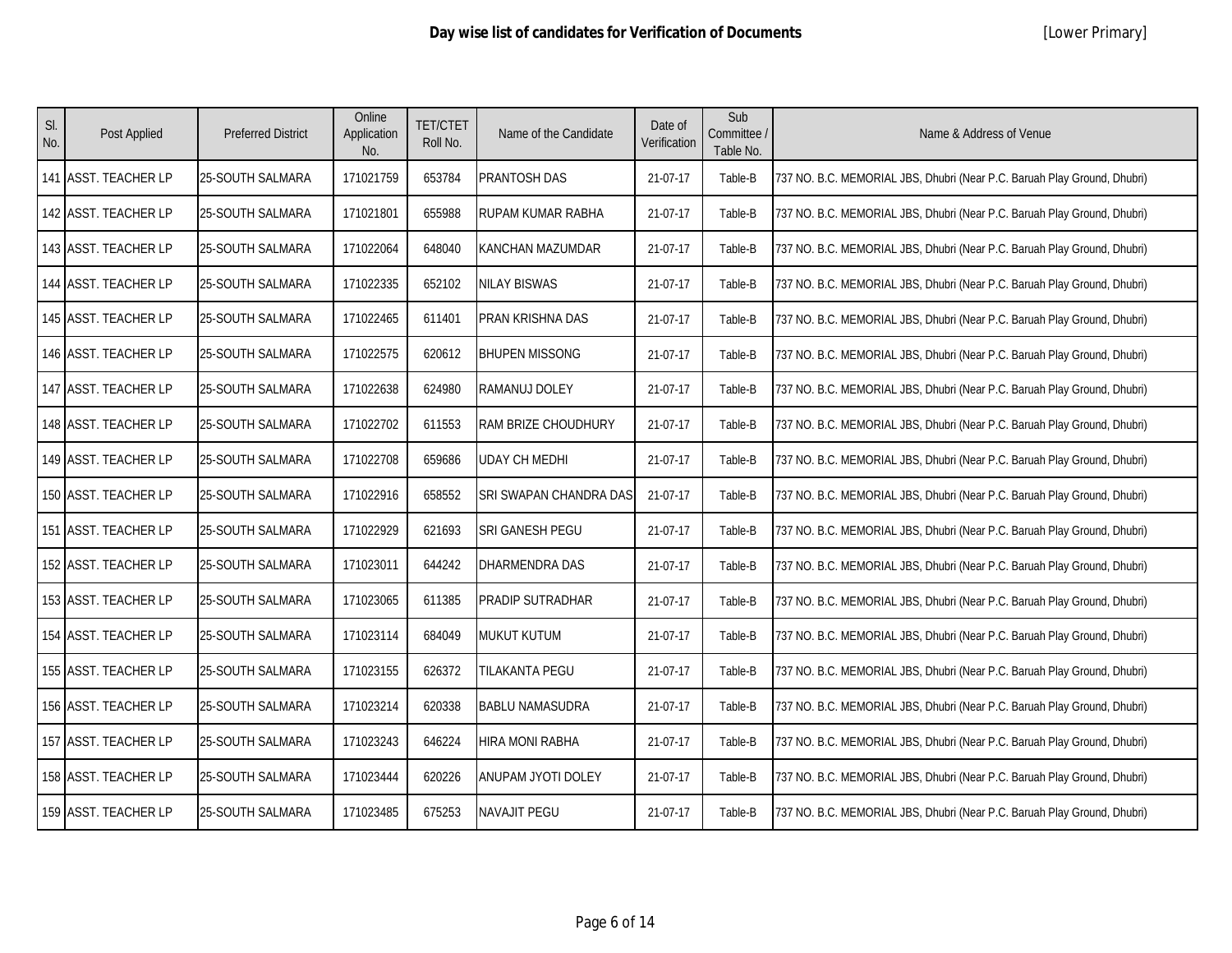# Day wise list of candidates for Verification of Documents

[Lower Primary]

| Sl. No. | Post Applied | Preferred District | Online Application No. | TET/CTET Roll No. | Name of the Candidate | Date of Verification | Sub Committee / Table No. | Name & Address of Venue |
|---|---|---|---|---|---|---|---|---|
| 141 | ASST. TEACHER LP | 25-SOUTH SALMARA | 171021759 | 653784 | PRANTOSH DAS | 21-07-17 | Table-B | 737 NO. B.C. MEMORIAL JBS, Dhubri (Near P.C. Baruah Play Ground, Dhubri) |
| 142 | ASST. TEACHER LP | 25-SOUTH SALMARA | 171021801 | 655988 | RUPAM KUMAR RABHA | 21-07-17 | Table-B | 737 NO. B.C. MEMORIAL JBS, Dhubri (Near P.C. Baruah Play Ground, Dhubri) |
| 143 | ASST. TEACHER LP | 25-SOUTH SALMARA | 171022064 | 648040 | KANCHAN MAZUMDAR | 21-07-17 | Table-B | 737 NO. B.C. MEMORIAL JBS, Dhubri (Near P.C. Baruah Play Ground, Dhubri) |
| 144 | ASST. TEACHER LP | 25-SOUTH SALMARA | 171022335 | 652102 | NILAY BISWAS | 21-07-17 | Table-B | 737 NO. B.C. MEMORIAL JBS, Dhubri (Near P.C. Baruah Play Ground, Dhubri) |
| 145 | ASST. TEACHER LP | 25-SOUTH SALMARA | 171022465 | 611401 | PRAN KRISHNA DAS | 21-07-17 | Table-B | 737 NO. B.C. MEMORIAL JBS, Dhubri (Near P.C. Baruah Play Ground, Dhubri) |
| 146 | ASST. TEACHER LP | 25-SOUTH SALMARA | 171022575 | 620612 | BHUPEN MISSONG | 21-07-17 | Table-B | 737 NO. B.C. MEMORIAL JBS, Dhubri (Near P.C. Baruah Play Ground, Dhubri) |
| 147 | ASST. TEACHER LP | 25-SOUTH SALMARA | 171022638 | 624980 | RAMANUJ DOLEY | 21-07-17 | Table-B | 737 NO. B.C. MEMORIAL JBS, Dhubri (Near P.C. Baruah Play Ground, Dhubri) |
| 148 | ASST. TEACHER LP | 25-SOUTH SALMARA | 171022702 | 611553 | RAM BRIZE CHOUDHURY | 21-07-17 | Table-B | 737 NO. B.C. MEMORIAL JBS, Dhubri (Near P.C. Baruah Play Ground, Dhubri) |
| 149 | ASST. TEACHER LP | 25-SOUTH SALMARA | 171022708 | 659686 | UDAY CH MEDHI | 21-07-17 | Table-B | 737 NO. B.C. MEMORIAL JBS, Dhubri (Near P.C. Baruah Play Ground, Dhubri) |
| 150 | ASST. TEACHER LP | 25-SOUTH SALMARA | 171022916 | 658552 | SRI SWAPAN CHANDRA DAS | 21-07-17 | Table-B | 737 NO. B.C. MEMORIAL JBS, Dhubri (Near P.C. Baruah Play Ground, Dhubri) |
| 151 | ASST. TEACHER LP | 25-SOUTH SALMARA | 171022929 | 621693 | SRI GANESH PEGU | 21-07-17 | Table-B | 737 NO. B.C. MEMORIAL JBS, Dhubri (Near P.C. Baruah Play Ground, Dhubri) |
| 152 | ASST. TEACHER LP | 25-SOUTH SALMARA | 171023011 | 644242 | DHARMENDRA DAS | 21-07-17 | Table-B | 737 NO. B.C. MEMORIAL JBS, Dhubri (Near P.C. Baruah Play Ground, Dhubri) |
| 153 | ASST. TEACHER LP | 25-SOUTH SALMARA | 171023065 | 611385 | PRADIP SUTRADHAR | 21-07-17 | Table-B | 737 NO. B.C. MEMORIAL JBS, Dhubri (Near P.C. Baruah Play Ground, Dhubri) |
| 154 | ASST. TEACHER LP | 25-SOUTH SALMARA | 171023114 | 684049 | MUKUT KUTUM | 21-07-17 | Table-B | 737 NO. B.C. MEMORIAL JBS, Dhubri (Near P.C. Baruah Play Ground, Dhubri) |
| 155 | ASST. TEACHER LP | 25-SOUTH SALMARA | 171023155 | 626372 | TILAKANTA PEGU | 21-07-17 | Table-B | 737 NO. B.C. MEMORIAL JBS, Dhubri (Near P.C. Baruah Play Ground, Dhubri) |
| 156 | ASST. TEACHER LP | 25-SOUTH SALMARA | 171023214 | 620338 | BABLU NAMASUDRA | 21-07-17 | Table-B | 737 NO. B.C. MEMORIAL JBS, Dhubri (Near P.C. Baruah Play Ground, Dhubri) |
| 157 | ASST. TEACHER LP | 25-SOUTH SALMARA | 171023243 | 646224 | HIRA MONI RABHA | 21-07-17 | Table-B | 737 NO. B.C. MEMORIAL JBS, Dhubri (Near P.C. Baruah Play Ground, Dhubri) |
| 158 | ASST. TEACHER LP | 25-SOUTH SALMARA | 171023444 | 620226 | ANUPAM JYOTI DOLEY | 21-07-17 | Table-B | 737 NO. B.C. MEMORIAL JBS, Dhubri (Near P.C. Baruah Play Ground, Dhubri) |
| 159 | ASST. TEACHER LP | 25-SOUTH SALMARA | 171023485 | 675253 | NAVAJIT PEGU | 21-07-17 | Table-B | 737 NO. B.C. MEMORIAL JBS, Dhubri (Near P.C. Baruah Play Ground, Dhubri) |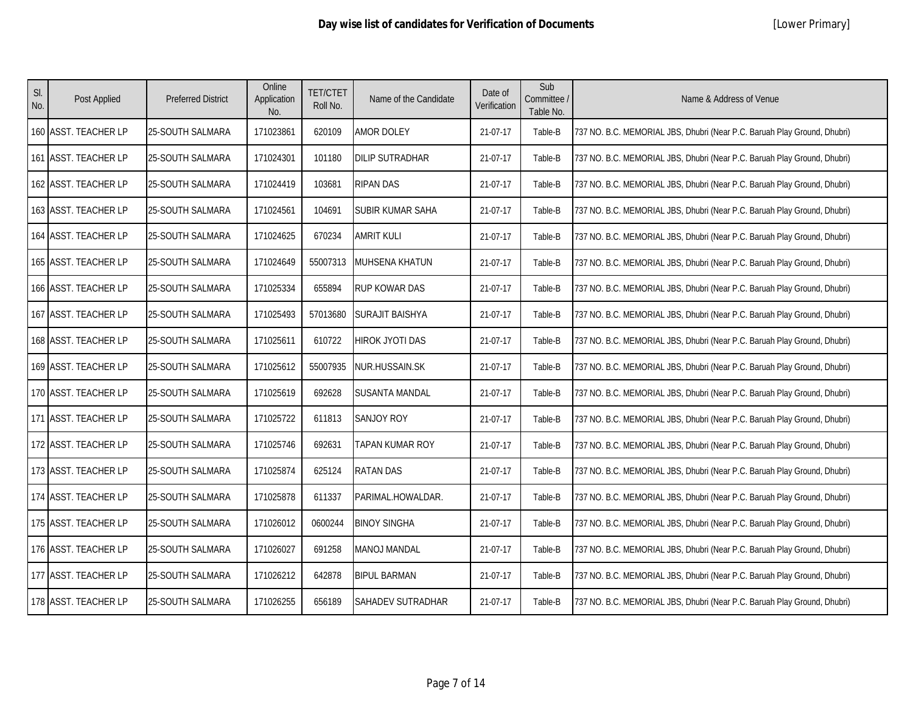# Day wise list of candidates for Verification of Documents

[Lower Primary]

| Sl. No. | Post Applied | Preferred District | Online Application No. | TET/CTET Roll No. | Name of the Candidate | Date of Verification | Sub Committee / Table No. | Name & Address of Venue |
|---|---|---|---|---|---|---|---|---|
| 160 | ASST. TEACHER LP | 25-SOUTH SALMARA | 171023861 | 620109 | AMOR DOLEY | 21-07-17 | Table-B | 737 NO. B.C. MEMORIAL JBS, Dhubri (Near P.C. Baruah Play Ground, Dhubri) |
| 161 | ASST. TEACHER LP | 25-SOUTH SALMARA | 171024301 | 101180 | DILIP SUTRADHAR | 21-07-17 | Table-B | 737 NO. B.C. MEMORIAL JBS, Dhubri (Near P.C. Baruah Play Ground, Dhubri) |
| 162 | ASST. TEACHER LP | 25-SOUTH SALMARA | 171024419 | 103681 | RIPAN DAS | 21-07-17 | Table-B | 737 NO. B.C. MEMORIAL JBS, Dhubri (Near P.C. Baruah Play Ground, Dhubri) |
| 163 | ASST. TEACHER LP | 25-SOUTH SALMARA | 171024561 | 104691 | SUBIR KUMAR SAHA | 21-07-17 | Table-B | 737 NO. B.C. MEMORIAL JBS, Dhubri (Near P.C. Baruah Play Ground, Dhubri) |
| 164 | ASST. TEACHER LP | 25-SOUTH SALMARA | 171024625 | 670234 | AMRIT KULI | 21-07-17 | Table-B | 737 NO. B.C. MEMORIAL JBS, Dhubri (Near P.C. Baruah Play Ground, Dhubri) |
| 165 | ASST. TEACHER LP | 25-SOUTH SALMARA | 171024649 | 55007313 | MUHSENA KHATUN | 21-07-17 | Table-B | 737 NO. B.C. MEMORIAL JBS, Dhubri (Near P.C. Baruah Play Ground, Dhubri) |
| 166 | ASST. TEACHER LP | 25-SOUTH SALMARA | 171025334 | 655894 | RUP KOWAR DAS | 21-07-17 | Table-B | 737 NO. B.C. MEMORIAL JBS, Dhubri (Near P.C. Baruah Play Ground, Dhubri) |
| 167 | ASST. TEACHER LP | 25-SOUTH SALMARA | 171025493 | 57013680 | SURAJIT BAISHYA | 21-07-17 | Table-B | 737 NO. B.C. MEMORIAL JBS, Dhubri (Near P.C. Baruah Play Ground, Dhubri) |
| 168 | ASST. TEACHER LP | 25-SOUTH SALMARA | 171025611 | 610722 | HIROK JYOTI DAS | 21-07-17 | Table-B | 737 NO. B.C. MEMORIAL JBS, Dhubri (Near P.C. Baruah Play Ground, Dhubri) |
| 169 | ASST. TEACHER LP | 25-SOUTH SALMARA | 171025612 | 55007935 | NUR.HUSSAIN.SK | 21-07-17 | Table-B | 737 NO. B.C. MEMORIAL JBS, Dhubri (Near P.C. Baruah Play Ground, Dhubri) |
| 170 | ASST. TEACHER LP | 25-SOUTH SALMARA | 171025619 | 692628 | SUSANTA MANDAL | 21-07-17 | Table-B | 737 NO. B.C. MEMORIAL JBS, Dhubri (Near P.C. Baruah Play Ground, Dhubri) |
| 171 | ASST. TEACHER LP | 25-SOUTH SALMARA | 171025722 | 611813 | SANJOY ROY | 21-07-17 | Table-B | 737 NO. B.C. MEMORIAL JBS, Dhubri (Near P.C. Baruah Play Ground, Dhubri) |
| 172 | ASST. TEACHER LP | 25-SOUTH SALMARA | 171025746 | 692631 | TAPAN KUMAR ROY | 21-07-17 | Table-B | 737 NO. B.C. MEMORIAL JBS, Dhubri (Near P.C. Baruah Play Ground, Dhubri) |
| 173 | ASST. TEACHER LP | 25-SOUTH SALMARA | 171025874 | 625124 | RATAN DAS | 21-07-17 | Table-B | 737 NO. B.C. MEMORIAL JBS, Dhubri (Near P.C. Baruah Play Ground, Dhubri) |
| 174 | ASST. TEACHER LP | 25-SOUTH SALMARA | 171025878 | 611337 | PARIMAL.HOWALDAR. | 21-07-17 | Table-B | 737 NO. B.C. MEMORIAL JBS, Dhubri (Near P.C. Baruah Play Ground, Dhubri) |
| 175 | ASST. TEACHER LP | 25-SOUTH SALMARA | 171026012 | 0600244 | BINOY SINGHA | 21-07-17 | Table-B | 737 NO. B.C. MEMORIAL JBS, Dhubri (Near P.C. Baruah Play Ground, Dhubri) |
| 176 | ASST. TEACHER LP | 25-SOUTH SALMARA | 171026027 | 691258 | MANOJ MANDAL | 21-07-17 | Table-B | 737 NO. B.C. MEMORIAL JBS, Dhubri (Near P.C. Baruah Play Ground, Dhubri) |
| 177 | ASST. TEACHER LP | 25-SOUTH SALMARA | 171026212 | 642878 | BIPUL BARMAN | 21-07-17 | Table-B | 737 NO. B.C. MEMORIAL JBS, Dhubri (Near P.C. Baruah Play Ground, Dhubri) |
| 178 | ASST. TEACHER LP | 25-SOUTH SALMARA | 171026255 | 656189 | SAHADEV SUTRADHAR | 21-07-17 | Table-B | 737 NO. B.C. MEMORIAL JBS, Dhubri (Near P.C. Baruah Play Ground, Dhubri) |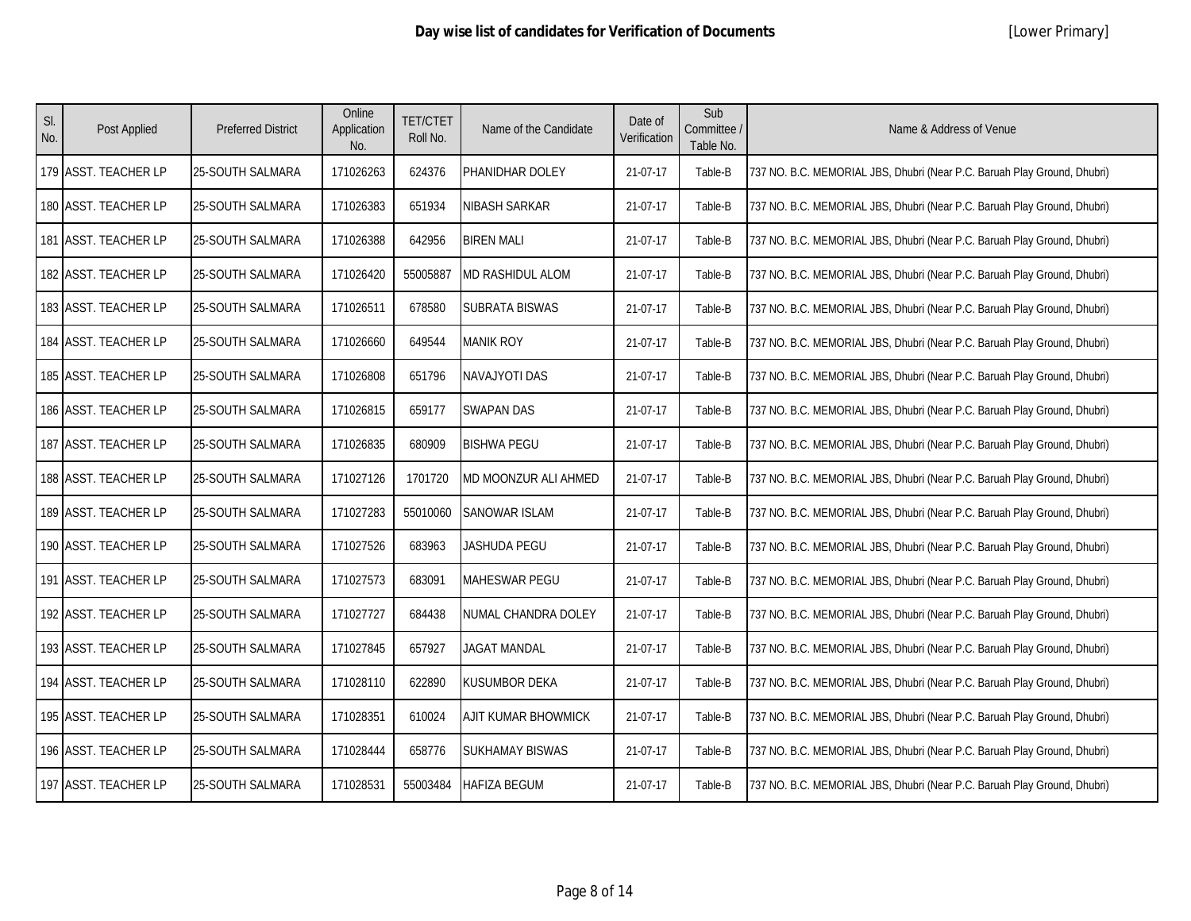**Day wise list of candidates for Verification of Documents** [Lower Primary]

| Sl. No. | Post Applied | Preferred District | Online Application No. | TET/CTET Roll No. | Name of the Candidate | Date of Verification | Sub Committee / Table No. | Name & Address of Venue |
|---|---|---|---|---|---|---|---|---|
| 179 | ASST. TEACHER LP | 25-SOUTH SALMARA | 171026263 | 624376 | PHANIDHAR DOLEY | 21-07-17 | Table-B | 737 NO. B.C. MEMORIAL JBS, Dhubri (Near P.C. Baruah Play Ground, Dhubri) |
| 180 | ASST. TEACHER LP | 25-SOUTH SALMARA | 171026383 | 651934 | NIBASH SARKAR | 21-07-17 | Table-B | 737 NO. B.C. MEMORIAL JBS, Dhubri (Near P.C. Baruah Play Ground, Dhubri) |
| 181 | ASST. TEACHER LP | 25-SOUTH SALMARA | 171026388 | 642956 | BIREN MALI | 21-07-17 | Table-B | 737 NO. B.C. MEMORIAL JBS, Dhubri (Near P.C. Baruah Play Ground, Dhubri) |
| 182 | ASST. TEACHER LP | 25-SOUTH SALMARA | 171026420 | 55005887 | MD RASHIDUL ALOM | 21-07-17 | Table-B | 737 NO. B.C. MEMORIAL JBS, Dhubri (Near P.C. Baruah Play Ground, Dhubri) |
| 183 | ASST. TEACHER LP | 25-SOUTH SALMARA | 171026511 | 678580 | SUBRATA BISWAS | 21-07-17 | Table-B | 737 NO. B.C. MEMORIAL JBS, Dhubri (Near P.C. Baruah Play Ground, Dhubri) |
| 184 | ASST. TEACHER LP | 25-SOUTH SALMARA | 171026660 | 649544 | MANIK ROY | 21-07-17 | Table-B | 737 NO. B.C. MEMORIAL JBS, Dhubri (Near P.C. Baruah Play Ground, Dhubri) |
| 185 | ASST. TEACHER LP | 25-SOUTH SALMARA | 171026808 | 651796 | NAVAJYOTI DAS | 21-07-17 | Table-B | 737 NO. B.C. MEMORIAL JBS, Dhubri (Near P.C. Baruah Play Ground, Dhubri) |
| 186 | ASST. TEACHER LP | 25-SOUTH SALMARA | 171026815 | 659177 | SWAPAN DAS | 21-07-17 | Table-B | 737 NO. B.C. MEMORIAL JBS, Dhubri (Near P.C. Baruah Play Ground, Dhubri) |
| 187 | ASST. TEACHER LP | 25-SOUTH SALMARA | 171026835 | 680909 | BISHWA PEGU | 21-07-17 | Table-B | 737 NO. B.C. MEMORIAL JBS, Dhubri (Near P.C. Baruah Play Ground, Dhubri) |
| 188 | ASST. TEACHER LP | 25-SOUTH SALMARA | 171027126 | 1701720 | MD MOONZUR ALI AHMED | 21-07-17 | Table-B | 737 NO. B.C. MEMORIAL JBS, Dhubri (Near P.C. Baruah Play Ground, Dhubri) |
| 189 | ASST. TEACHER LP | 25-SOUTH SALMARA | 171027283 | 55010060 | SANOWAR ISLAM | 21-07-17 | Table-B | 737 NO. B.C. MEMORIAL JBS, Dhubri (Near P.C. Baruah Play Ground, Dhubri) |
| 190 | ASST. TEACHER LP | 25-SOUTH SALMARA | 171027526 | 683963 | JASHUDA PEGU | 21-07-17 | Table-B | 737 NO. B.C. MEMORIAL JBS, Dhubri (Near P.C. Baruah Play Ground, Dhubri) |
| 191 | ASST. TEACHER LP | 25-SOUTH SALMARA | 171027573 | 683091 | MAHESWAR PEGU | 21-07-17 | Table-B | 737 NO. B.C. MEMORIAL JBS, Dhubri (Near P.C. Baruah Play Ground, Dhubri) |
| 192 | ASST. TEACHER LP | 25-SOUTH SALMARA | 171027727 | 684438 | NUMAL CHANDRA DOLEY | 21-07-17 | Table-B | 737 NO. B.C. MEMORIAL JBS, Dhubri (Near P.C. Baruah Play Ground, Dhubri) |
| 193 | ASST. TEACHER LP | 25-SOUTH SALMARA | 171027845 | 657927 | JAGAT MANDAL | 21-07-17 | Table-B | 737 NO. B.C. MEMORIAL JBS, Dhubri (Near P.C. Baruah Play Ground, Dhubri) |
| 194 | ASST. TEACHER LP | 25-SOUTH SALMARA | 171028110 | 622890 | KUSUMBOR DEKA | 21-07-17 | Table-B | 737 NO. B.C. MEMORIAL JBS, Dhubri (Near P.C. Baruah Play Ground, Dhubri) |
| 195 | ASST. TEACHER LP | 25-SOUTH SALMARA | 171028351 | 610024 | AJIT KUMAR BHOWMICK | 21-07-17 | Table-B | 737 NO. B.C. MEMORIAL JBS, Dhubri (Near P.C. Baruah Play Ground, Dhubri) |
| 196 | ASST. TEACHER LP | 25-SOUTH SALMARA | 171028444 | 658776 | SUKHAMAY BISWAS | 21-07-17 | Table-B | 737 NO. B.C. MEMORIAL JBS, Dhubri (Near P.C. Baruah Play Ground, Dhubri) |
| 197 | ASST. TEACHER LP | 25-SOUTH SALMARA | 171028531 | 55003484 | HAFIZA BEGUM | 21-07-17 | Table-B | 737 NO. B.C. MEMORIAL JBS, Dhubri (Near P.C. Baruah Play Ground, Dhubri) |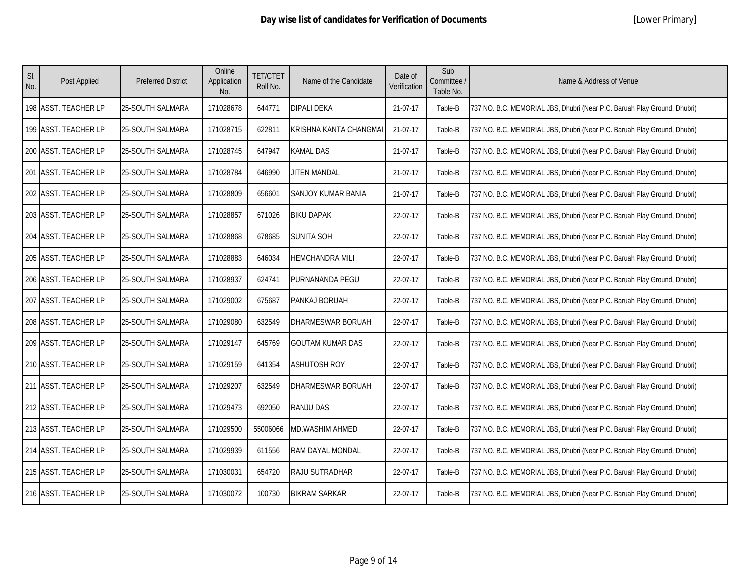**Day wise list of candidates for Verification of Documents** [Lower Primary]

| Sl. No. | Post Applied | Preferred District | Online Application No. | TET/CTET Roll No. | Name of the Candidate | Date of Verification | Sub Committee / Table No. | Name & Address of Venue |
|---|---|---|---|---|---|---|---|---|
| 198 | ASST. TEACHER LP | 25-SOUTH SALMARA | 171028678 | 644771 | DIPALI DEKA | 21-07-17 | Table-B | 737 NO. B.C. MEMORIAL JBS, Dhubri (Near P.C. Baruah Play Ground, Dhubri) |
| 199 | ASST. TEACHER LP | 25-SOUTH SALMARA | 171028715 | 622811 | KRISHNA KANTA CHANGMAI | 21-07-17 | Table-B | 737 NO. B.C. MEMORIAL JBS, Dhubri (Near P.C. Baruah Play Ground, Dhubri) |
| 200 | ASST. TEACHER LP | 25-SOUTH SALMARA | 171028745 | 647947 | KAMAL DAS | 21-07-17 | Table-B | 737 NO. B.C. MEMORIAL JBS, Dhubri (Near P.C. Baruah Play Ground, Dhubri) |
| 201 | ASST. TEACHER LP | 25-SOUTH SALMARA | 171028784 | 646990 | JITEN MANDAL | 21-07-17 | Table-B | 737 NO. B.C. MEMORIAL JBS, Dhubri (Near P.C. Baruah Play Ground, Dhubri) |
| 202 | ASST. TEACHER LP | 25-SOUTH SALMARA | 171028809 | 656601 | SANJOY KUMAR BANIA | 21-07-17 | Table-B | 737 NO. B.C. MEMORIAL JBS, Dhubri (Near P.C. Baruah Play Ground, Dhubri) |
| 203 | ASST. TEACHER LP | 25-SOUTH SALMARA | 171028857 | 671026 | BIKU DAPAK | 22-07-17 | Table-B | 737 NO. B.C. MEMORIAL JBS, Dhubri (Near P.C. Baruah Play Ground, Dhubri) |
| 204 | ASST. TEACHER LP | 25-SOUTH SALMARA | 171028868 | 678685 | SUNITA SOH | 22-07-17 | Table-B | 737 NO. B.C. MEMORIAL JBS, Dhubri (Near P.C. Baruah Play Ground, Dhubri) |
| 205 | ASST. TEACHER LP | 25-SOUTH SALMARA | 171028883 | 646034 | HEMCHANDRA MILI | 22-07-17 | Table-B | 737 NO. B.C. MEMORIAL JBS, Dhubri (Near P.C. Baruah Play Ground, Dhubri) |
| 206 | ASST. TEACHER LP | 25-SOUTH SALMARA | 171028937 | 624741 | PURNANANDA PEGU | 22-07-17 | Table-B | 737 NO. B.C. MEMORIAL JBS, Dhubri (Near P.C. Baruah Play Ground, Dhubri) |
| 207 | ASST. TEACHER LP | 25-SOUTH SALMARA | 171029002 | 675687 | PANKAJ BORUAH | 22-07-17 | Table-B | 737 NO. B.C. MEMORIAL JBS, Dhubri (Near P.C. Baruah Play Ground, Dhubri) |
| 208 | ASST. TEACHER LP | 25-SOUTH SALMARA | 171029080 | 632549 | DHARMESWAR BORUAH | 22-07-17 | Table-B | 737 NO. B.C. MEMORIAL JBS, Dhubri (Near P.C. Baruah Play Ground, Dhubri) |
| 209 | ASST. TEACHER LP | 25-SOUTH SALMARA | 171029147 | 645769 | GOUTAM KUMAR DAS | 22-07-17 | Table-B | 737 NO. B.C. MEMORIAL JBS, Dhubri (Near P.C. Baruah Play Ground, Dhubri) |
| 210 | ASST. TEACHER LP | 25-SOUTH SALMARA | 171029159 | 641354 | ASHUTOSH ROY | 22-07-17 | Table-B | 737 NO. B.C. MEMORIAL JBS, Dhubri (Near P.C. Baruah Play Ground, Dhubri) |
| 211 | ASST. TEACHER LP | 25-SOUTH SALMARA | 171029207 | 632549 | DHARMESWAR BORUAH | 22-07-17 | Table-B | 737 NO. B.C. MEMORIAL JBS, Dhubri (Near P.C. Baruah Play Ground, Dhubri) |
| 212 | ASST. TEACHER LP | 25-SOUTH SALMARA | 171029473 | 692050 | RANJU DAS | 22-07-17 | Table-B | 737 NO. B.C. MEMORIAL JBS, Dhubri (Near P.C. Baruah Play Ground, Dhubri) |
| 213 | ASST. TEACHER LP | 25-SOUTH SALMARA | 171029500 | 55006066 | MD.WASHIM AHMED | 22-07-17 | Table-B | 737 NO. B.C. MEMORIAL JBS, Dhubri (Near P.C. Baruah Play Ground, Dhubri) |
| 214 | ASST. TEACHER LP | 25-SOUTH SALMARA | 171029939 | 611556 | RAM DAYAL MONDAL | 22-07-17 | Table-B | 737 NO. B.C. MEMORIAL JBS, Dhubri (Near P.C. Baruah Play Ground, Dhubri) |
| 215 | ASST. TEACHER LP | 25-SOUTH SALMARA | 171030031 | 654720 | RAJU SUTRADHAR | 22-07-17 | Table-B | 737 NO. B.C. MEMORIAL JBS, Dhubri (Near P.C. Baruah Play Ground, Dhubri) |
| 216 | ASST. TEACHER LP | 25-SOUTH SALMARA | 171030072 | 100730 | BIKRAM SARKAR | 22-07-17 | Table-B | 737 NO. B.C. MEMORIAL JBS, Dhubri (Near P.C. Baruah Play Ground, Dhubri) |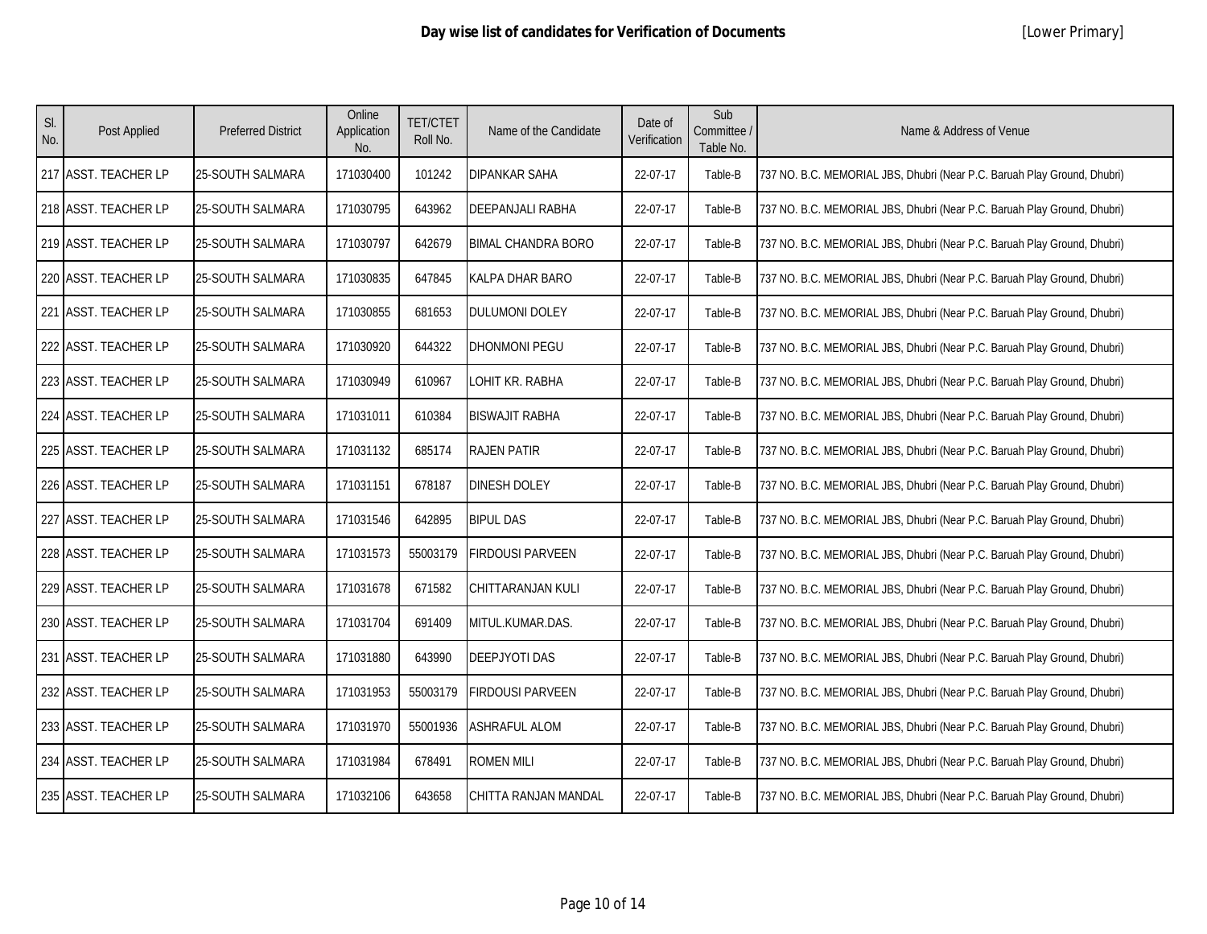**Day wise list of candidates for Verification of Documents** [Lower Primary]

| Sl. No. | Post Applied | Preferred District | Online Application No. | TET/CTET Roll No. | Name of the Candidate | Date of Verification | Sub Committee / Table No. | Name & Address of Venue |
|---|---|---|---|---|---|---|---|---|
| 217 | ASST. TEACHER LP | 25-SOUTH SALMARA | 171030400 | 101242 | DIPANKAR SAHA | 22-07-17 | Table-B | 737 NO. B.C. MEMORIAL JBS, Dhubri (Near P.C. Baruah Play Ground, Dhubri) |
| 218 | ASST. TEACHER LP | 25-SOUTH SALMARA | 171030795 | 643962 | DEEPANJALI RABHA | 22-07-17 | Table-B | 737 NO. B.C. MEMORIAL JBS, Dhubri (Near P.C. Baruah Play Ground, Dhubri) |
| 219 | ASST. TEACHER LP | 25-SOUTH SALMARA | 171030797 | 642679 | BIMAL CHANDRA BORO | 22-07-17 | Table-B | 737 NO. B.C. MEMORIAL JBS, Dhubri (Near P.C. Baruah Play Ground, Dhubri) |
| 220 | ASST. TEACHER LP | 25-SOUTH SALMARA | 171030835 | 647845 | KALPA DHAR BARO | 22-07-17 | Table-B | 737 NO. B.C. MEMORIAL JBS, Dhubri (Near P.C. Baruah Play Ground, Dhubri) |
| 221 | ASST. TEACHER LP | 25-SOUTH SALMARA | 171030855 | 681653 | DULUMONI DOLEY | 22-07-17 | Table-B | 737 NO. B.C. MEMORIAL JBS, Dhubri (Near P.C. Baruah Play Ground, Dhubri) |
| 222 | ASST. TEACHER LP | 25-SOUTH SALMARA | 171030920 | 644322 | DHONMONI PEGU | 22-07-17 | Table-B | 737 NO. B.C. MEMORIAL JBS, Dhubri (Near P.C. Baruah Play Ground, Dhubri) |
| 223 | ASST. TEACHER LP | 25-SOUTH SALMARA | 171030949 | 610967 | LOHIT KR. RABHA | 22-07-17 | Table-B | 737 NO. B.C. MEMORIAL JBS, Dhubri (Near P.C. Baruah Play Ground, Dhubri) |
| 224 | ASST. TEACHER LP | 25-SOUTH SALMARA | 171031011 | 610384 | BISWAJIT RABHA | 22-07-17 | Table-B | 737 NO. B.C. MEMORIAL JBS, Dhubri (Near P.C. Baruah Play Ground, Dhubri) |
| 225 | ASST. TEACHER LP | 25-SOUTH SALMARA | 171031132 | 685174 | RAJEN PATIR | 22-07-17 | Table-B | 737 NO. B.C. MEMORIAL JBS, Dhubri (Near P.C. Baruah Play Ground, Dhubri) |
| 226 | ASST. TEACHER LP | 25-SOUTH SALMARA | 171031151 | 678187 | DINESH DOLEY | 22-07-17 | Table-B | 737 NO. B.C. MEMORIAL JBS, Dhubri (Near P.C. Baruah Play Ground, Dhubri) |
| 227 | ASST. TEACHER LP | 25-SOUTH SALMARA | 171031546 | 642895 | BIPUL DAS | 22-07-17 | Table-B | 737 NO. B.C. MEMORIAL JBS, Dhubri (Near P.C. Baruah Play Ground, Dhubri) |
| 228 | ASST. TEACHER LP | 25-SOUTH SALMARA | 171031573 | 55003179 | FIRDOUSI PARVEEN | 22-07-17 | Table-B | 737 NO. B.C. MEMORIAL JBS, Dhubri (Near P.C. Baruah Play Ground, Dhubri) |
| 229 | ASST. TEACHER LP | 25-SOUTH SALMARA | 171031678 | 671582 | CHITTARANJAN KULI | 22-07-17 | Table-B | 737 NO. B.C. MEMORIAL JBS, Dhubri (Near P.C. Baruah Play Ground, Dhubri) |
| 230 | ASST. TEACHER LP | 25-SOUTH SALMARA | 171031704 | 691409 | MITUL.KUMAR.DAS. | 22-07-17 | Table-B | 737 NO. B.C. MEMORIAL JBS, Dhubri (Near P.C. Baruah Play Ground, Dhubri) |
| 231 | ASST. TEACHER LP | 25-SOUTH SALMARA | 171031880 | 643990 | DEEPJYOTI DAS | 22-07-17 | Table-B | 737 NO. B.C. MEMORIAL JBS, Dhubri (Near P.C. Baruah Play Ground, Dhubri) |
| 232 | ASST. TEACHER LP | 25-SOUTH SALMARA | 171031953 | 55003179 | FIRDOUSI PARVEEN | 22-07-17 | Table-B | 737 NO. B.C. MEMORIAL JBS, Dhubri (Near P.C. Baruah Play Ground, Dhubri) |
| 233 | ASST. TEACHER LP | 25-SOUTH SALMARA | 171031970 | 55001936 | ASHRAFUL ALOM | 22-07-17 | Table-B | 737 NO. B.C. MEMORIAL JBS, Dhubri (Near P.C. Baruah Play Ground, Dhubri) |
| 234 | ASST. TEACHER LP | 25-SOUTH SALMARA | 171031984 | 678491 | ROMEN MILI | 22-07-17 | Table-B | 737 NO. B.C. MEMORIAL JBS, Dhubri (Near P.C. Baruah Play Ground, Dhubri) |
| 235 | ASST. TEACHER LP | 25-SOUTH SALMARA | 171032106 | 643658 | CHITTA RANJAN MANDAL | 22-07-17 | Table-B | 737 NO. B.C. MEMORIAL JBS, Dhubri (Near P.C. Baruah Play Ground, Dhubri) |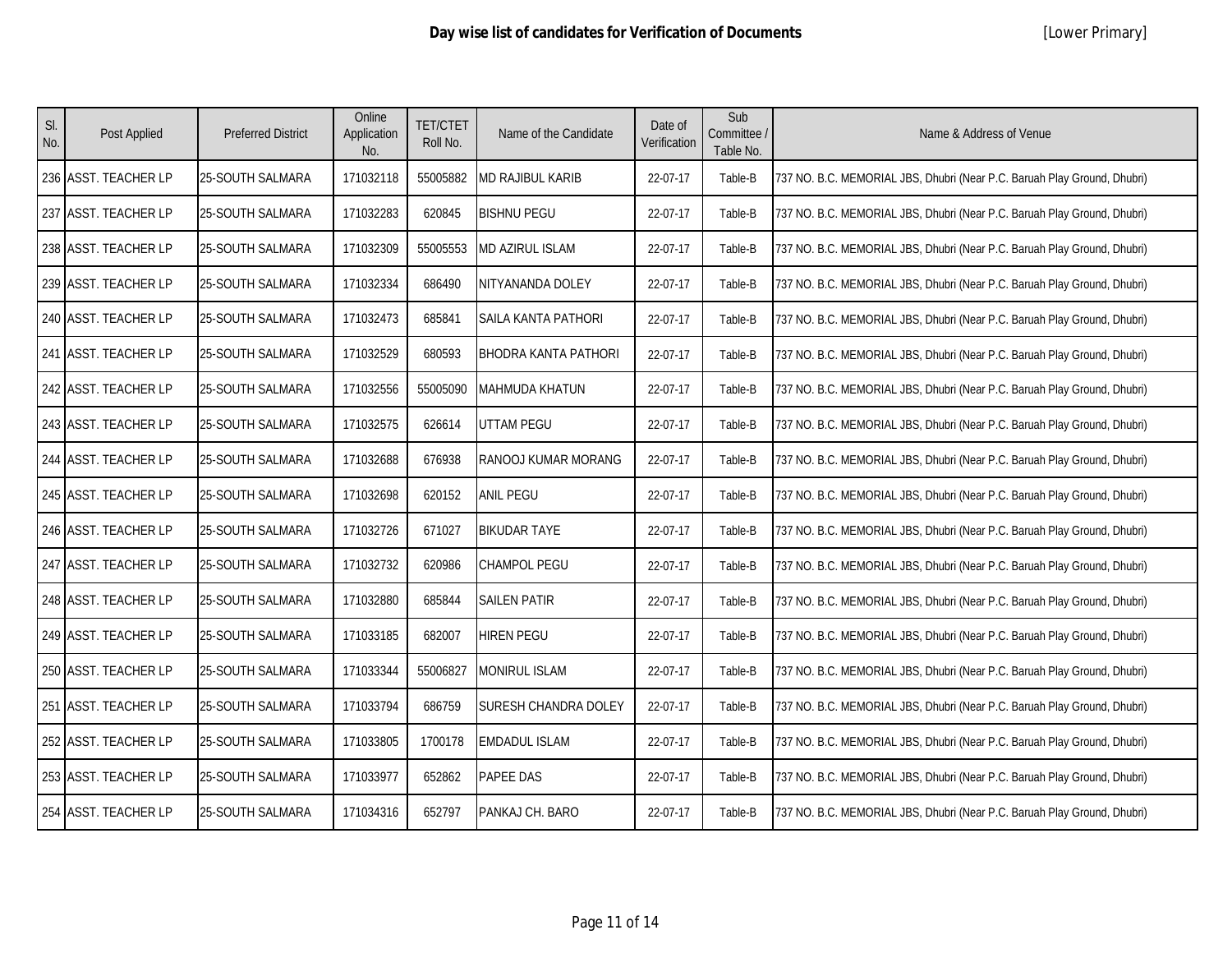# Day wise list of candidates for Verification of Documents

[Lower Primary]

| Sl. No. | Post Applied | Preferred District | Online Application No. | TET/CTET Roll No. | Name of the Candidate | Date of Verification | Sub Committee / Table No. | Name & Address of Venue |
|---|---|---|---|---|---|---|---|---|
| 236 | ASST. TEACHER LP | 25-SOUTH SALMARA | 171032118 | 55005882 | MD RAJIBUL KARIB | 22-07-17 | Table-B | 737 NO. B.C. MEMORIAL JBS, Dhubri (Near P.C. Baruah Play Ground, Dhubri) |
| 237 | ASST. TEACHER LP | 25-SOUTH SALMARA | 171032283 | 620845 | BISHNU PEGU | 22-07-17 | Table-B | 737 NO. B.C. MEMORIAL JBS, Dhubri (Near P.C. Baruah Play Ground, Dhubri) |
| 238 | ASST. TEACHER LP | 25-SOUTH SALMARA | 171032309 | 55005553 | MD AZIRUL ISLAM | 22-07-17 | Table-B | 737 NO. B.C. MEMORIAL JBS, Dhubri (Near P.C. Baruah Play Ground, Dhubri) |
| 239 | ASST. TEACHER LP | 25-SOUTH SALMARA | 171032334 | 686490 | NITYANANDA DOLEY | 22-07-17 | Table-B | 737 NO. B.C. MEMORIAL JBS, Dhubri (Near P.C. Baruah Play Ground, Dhubri) |
| 240 | ASST. TEACHER LP | 25-SOUTH SALMARA | 171032473 | 685841 | SAILA KANTA PATHORI | 22-07-17 | Table-B | 737 NO. B.C. MEMORIAL JBS, Dhubri (Near P.C. Baruah Play Ground, Dhubri) |
| 241 | ASST. TEACHER LP | 25-SOUTH SALMARA | 171032529 | 680593 | BHODRA KANTA PATHORI | 22-07-17 | Table-B | 737 NO. B.C. MEMORIAL JBS, Dhubri (Near P.C. Baruah Play Ground, Dhubri) |
| 242 | ASST. TEACHER LP | 25-SOUTH SALMARA | 171032556 | 55005090 | MAHMUDA KHATUN | 22-07-17 | Table-B | 737 NO. B.C. MEMORIAL JBS, Dhubri (Near P.C. Baruah Play Ground, Dhubri) |
| 243 | ASST. TEACHER LP | 25-SOUTH SALMARA | 171032575 | 626614 | UTTAM PEGU | 22-07-17 | Table-B | 737 NO. B.C. MEMORIAL JBS, Dhubri (Near P.C. Baruah Play Ground, Dhubri) |
| 244 | ASST. TEACHER LP | 25-SOUTH SALMARA | 171032688 | 676938 | RANOOJ KUMAR MORANG | 22-07-17 | Table-B | 737 NO. B.C. MEMORIAL JBS, Dhubri (Near P.C. Baruah Play Ground, Dhubri) |
| 245 | ASST. TEACHER LP | 25-SOUTH SALMARA | 171032698 | 620152 | ANIL PEGU | 22-07-17 | Table-B | 737 NO. B.C. MEMORIAL JBS, Dhubri (Near P.C. Baruah Play Ground, Dhubri) |
| 246 | ASST. TEACHER LP | 25-SOUTH SALMARA | 171032726 | 671027 | BIKUDAR TAYE | 22-07-17 | Table-B | 737 NO. B.C. MEMORIAL JBS, Dhubri (Near P.C. Baruah Play Ground, Dhubri) |
| 247 | ASST. TEACHER LP | 25-SOUTH SALMARA | 171032732 | 620986 | CHAMPOL PEGU | 22-07-17 | Table-B | 737 NO. B.C. MEMORIAL JBS, Dhubri (Near P.C. Baruah Play Ground, Dhubri) |
| 248 | ASST. TEACHER LP | 25-SOUTH SALMARA | 171032880 | 685844 | SAILEN PATIR | 22-07-17 | Table-B | 737 NO. B.C. MEMORIAL JBS, Dhubri (Near P.C. Baruah Play Ground, Dhubri) |
| 249 | ASST. TEACHER LP | 25-SOUTH SALMARA | 171033185 | 682007 | HIREN PEGU | 22-07-17 | Table-B | 737 NO. B.C. MEMORIAL JBS, Dhubri (Near P.C. Baruah Play Ground, Dhubri) |
| 250 | ASST. TEACHER LP | 25-SOUTH SALMARA | 171033344 | 55006827 | MONIRUL ISLAM | 22-07-17 | Table-B | 737 NO. B.C. MEMORIAL JBS, Dhubri (Near P.C. Baruah Play Ground, Dhubri) |
| 251 | ASST. TEACHER LP | 25-SOUTH SALMARA | 171033794 | 686759 | SURESH CHANDRA DOLEY | 22-07-17 | Table-B | 737 NO. B.C. MEMORIAL JBS, Dhubri (Near P.C. Baruah Play Ground, Dhubri) |
| 252 | ASST. TEACHER LP | 25-SOUTH SALMARA | 171033805 | 1700178 | EMDADUL ISLAM | 22-07-17 | Table-B | 737 NO. B.C. MEMORIAL JBS, Dhubri (Near P.C. Baruah Play Ground, Dhubri) |
| 253 | ASST. TEACHER LP | 25-SOUTH SALMARA | 171033977 | 652862 | PAPEE DAS | 22-07-17 | Table-B | 737 NO. B.C. MEMORIAL JBS, Dhubri (Near P.C. Baruah Play Ground, Dhubri) |
| 254 | ASST. TEACHER LP | 25-SOUTH SALMARA | 171034316 | 652797 | PANKAJ CH. BARO | 22-07-17 | Table-B | 737 NO. B.C. MEMORIAL JBS, Dhubri (Near P.C. Baruah Play Ground, Dhubri) |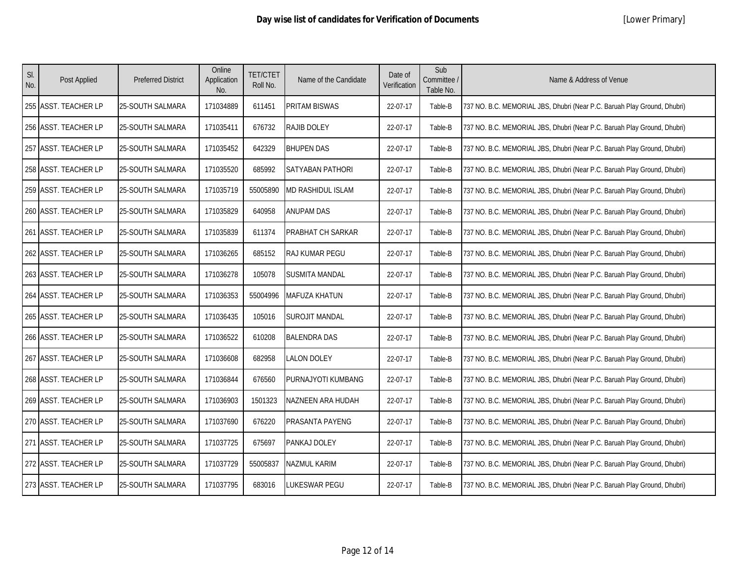**Day wise list of candidates for Verification of Documents** [Lower Primary]

| Sl. No. | Post Applied | Preferred District | Online Application No. | TET/CTET Roll No. | Name of the Candidate | Date of Verification | Sub Committee / Table No. | Name & Address of Venue |
|---|---|---|---|---|---|---|---|---|
| 255 | ASST. TEACHER LP | 25-SOUTH SALMARA | 171034889 | 611451 | PRITAM BISWAS | 22-07-17 | Table-B | 737 NO. B.C. MEMORIAL JBS, Dhubri (Near P.C. Baruah Play Ground, Dhubri) |
| 256 | ASST. TEACHER LP | 25-SOUTH SALMARA | 171035411 | 676732 | RAJIB DOLEY | 22-07-17 | Table-B | 737 NO. B.C. MEMORIAL JBS, Dhubri (Near P.C. Baruah Play Ground, Dhubri) |
| 257 | ASST. TEACHER LP | 25-SOUTH SALMARA | 171035452 | 642329 | BHUPEN DAS | 22-07-17 | Table-B | 737 NO. B.C. MEMORIAL JBS, Dhubri (Near P.C. Baruah Play Ground, Dhubri) |
| 258 | ASST. TEACHER LP | 25-SOUTH SALMARA | 171035520 | 685992 | SATYABAN PATHORI | 22-07-17 | Table-B | 737 NO. B.C. MEMORIAL JBS, Dhubri (Near P.C. Baruah Play Ground, Dhubri) |
| 259 | ASST. TEACHER LP | 25-SOUTH SALMARA | 171035719 | 55005890 | MD RASHIDUL ISLAM | 22-07-17 | Table-B | 737 NO. B.C. MEMORIAL JBS, Dhubri (Near P.C. Baruah Play Ground, Dhubri) |
| 260 | ASST. TEACHER LP | 25-SOUTH SALMARA | 171035829 | 640958 | ANUPAM DAS | 22-07-17 | Table-B | 737 NO. B.C. MEMORIAL JBS, Dhubri (Near P.C. Baruah Play Ground, Dhubri) |
| 261 | ASST. TEACHER LP | 25-SOUTH SALMARA | 171035839 | 611374 | PRABHAT CH SARKAR | 22-07-17 | Table-B | 737 NO. B.C. MEMORIAL JBS, Dhubri (Near P.C. Baruah Play Ground, Dhubri) |
| 262 | ASST. TEACHER LP | 25-SOUTH SALMARA | 171036265 | 685152 | RAJ KUMAR PEGU | 22-07-17 | Table-B | 737 NO. B.C. MEMORIAL JBS, Dhubri (Near P.C. Baruah Play Ground, Dhubri) |
| 263 | ASST. TEACHER LP | 25-SOUTH SALMARA | 171036278 | 105078 | SUSMITA MANDAL | 22-07-17 | Table-B | 737 NO. B.C. MEMORIAL JBS, Dhubri (Near P.C. Baruah Play Ground, Dhubri) |
| 264 | ASST. TEACHER LP | 25-SOUTH SALMARA | 171036353 | 55004996 | MAFUZA KHATUN | 22-07-17 | Table-B | 737 NO. B.C. MEMORIAL JBS, Dhubri (Near P.C. Baruah Play Ground, Dhubri) |
| 265 | ASST. TEACHER LP | 25-SOUTH SALMARA | 171036435 | 105016 | SUROJIT MANDAL | 22-07-17 | Table-B | 737 NO. B.C. MEMORIAL JBS, Dhubri (Near P.C. Baruah Play Ground, Dhubri) |
| 266 | ASST. TEACHER LP | 25-SOUTH SALMARA | 171036522 | 610208 | BALENDRA DAS | 22-07-17 | Table-B | 737 NO. B.C. MEMORIAL JBS, Dhubri (Near P.C. Baruah Play Ground, Dhubri) |
| 267 | ASST. TEACHER LP | 25-SOUTH SALMARA | 171036608 | 682958 | LALON DOLEY | 22-07-17 | Table-B | 737 NO. B.C. MEMORIAL JBS, Dhubri (Near P.C. Baruah Play Ground, Dhubri) |
| 268 | ASST. TEACHER LP | 25-SOUTH SALMARA | 171036844 | 676560 | PURNAJYOTI KUMBANG | 22-07-17 | Table-B | 737 NO. B.C. MEMORIAL JBS, Dhubri (Near P.C. Baruah Play Ground, Dhubri) |
| 269 | ASST. TEACHER LP | 25-SOUTH SALMARA | 171036903 | 1501323 | NAZNEEN ARA HUDAH | 22-07-17 | Table-B | 737 NO. B.C. MEMORIAL JBS, Dhubri (Near P.C. Baruah Play Ground, Dhubri) |
| 270 | ASST. TEACHER LP | 25-SOUTH SALMARA | 171037690 | 676220 | PRASANTA PAYENG | 22-07-17 | Table-B | 737 NO. B.C. MEMORIAL JBS, Dhubri (Near P.C. Baruah Play Ground, Dhubri) |
| 271 | ASST. TEACHER LP | 25-SOUTH SALMARA | 171037725 | 675697 | PANKAJ DOLEY | 22-07-17 | Table-B | 737 NO. B.C. MEMORIAL JBS, Dhubri (Near P.C. Baruah Play Ground, Dhubri) |
| 272 | ASST. TEACHER LP | 25-SOUTH SALMARA | 171037729 | 55005837 | NAZMUL KARIM | 22-07-17 | Table-B | 737 NO. B.C. MEMORIAL JBS, Dhubri (Near P.C. Baruah Play Ground, Dhubri) |
| 273 | ASST. TEACHER LP | 25-SOUTH SALMARA | 171037795 | 683016 | LUKESWAR PEGU | 22-07-17 | Table-B | 737 NO. B.C. MEMORIAL JBS, Dhubri (Near P.C. Baruah Play Ground, Dhubri) |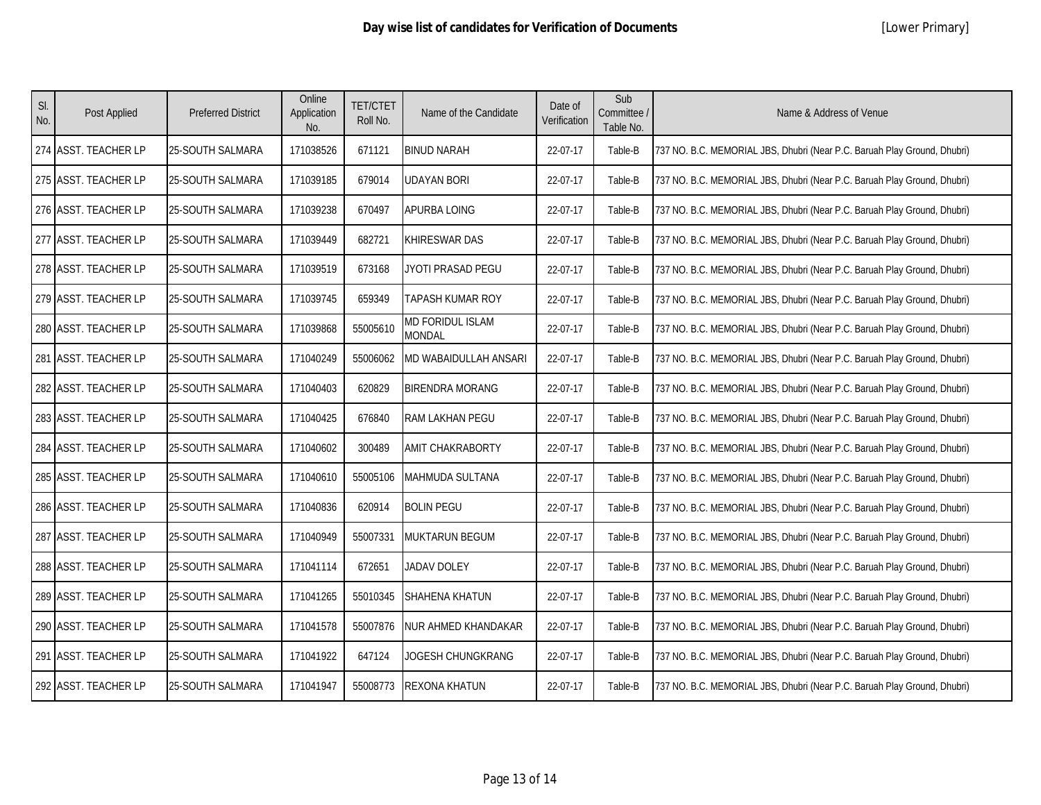# Day wise list of candidates for Verification of Documents

[Lower Primary]

| Sl. No. | Post Applied | Preferred District | Online Application No. | TET/CTET Roll No. | Name of the Candidate | Date of Verification | Sub Committee / Table No. | Name & Address of Venue |
|---|---|---|---|---|---|---|---|---|
| 274 | ASST. TEACHER LP | 25-SOUTH SALMARA | 171038526 | 671121 | BINUD NARAH | 22-07-17 | Table-B | 737 NO. B.C. MEMORIAL JBS, Dhubri (Near P.C. Baruah Play Ground, Dhubri) |
| 275 | ASST. TEACHER LP | 25-SOUTH SALMARA | 171039185 | 679014 | UDAYAN BORI | 22-07-17 | Table-B | 737 NO. B.C. MEMORIAL JBS, Dhubri (Near P.C. Baruah Play Ground, Dhubri) |
| 276 | ASST. TEACHER LP | 25-SOUTH SALMARA | 171039238 | 670497 | APURBA LOING | 22-07-17 | Table-B | 737 NO. B.C. MEMORIAL JBS, Dhubri (Near P.C. Baruah Play Ground, Dhubri) |
| 277 | ASST. TEACHER LP | 25-SOUTH SALMARA | 171039449 | 682721 | KHIRESWAR DAS | 22-07-17 | Table-B | 737 NO. B.C. MEMORIAL JBS, Dhubri (Near P.C. Baruah Play Ground, Dhubri) |
| 278 | ASST. TEACHER LP | 25-SOUTH SALMARA | 171039519 | 673168 | JYOTI PRASAD PEGU | 22-07-17 | Table-B | 737 NO. B.C. MEMORIAL JBS, Dhubri (Near P.C. Baruah Play Ground, Dhubri) |
| 279 | ASST. TEACHER LP | 25-SOUTH SALMARA | 171039745 | 659349 | TAPASH KUMAR ROY | 22-07-17 | Table-B | 737 NO. B.C. MEMORIAL JBS, Dhubri (Near P.C. Baruah Play Ground, Dhubri) |
| 280 | ASST. TEACHER LP | 25-SOUTH SALMARA | 171039868 | 55005610 | MD FORIDUL ISLAM MONDAL | 22-07-17 | Table-B | 737 NO. B.C. MEMORIAL JBS, Dhubri (Near P.C. Baruah Play Ground, Dhubri) |
| 281 | ASST. TEACHER LP | 25-SOUTH SALMARA | 171040249 | 55006062 | MD WABAIDULLAH ANSARI | 22-07-17 | Table-B | 737 NO. B.C. MEMORIAL JBS, Dhubri (Near P.C. Baruah Play Ground, Dhubri) |
| 282 | ASST. TEACHER LP | 25-SOUTH SALMARA | 171040403 | 620829 | BIRENDRA MORANG | 22-07-17 | Table-B | 737 NO. B.C. MEMORIAL JBS, Dhubri (Near P.C. Baruah Play Ground, Dhubri) |
| 283 | ASST. TEACHER LP | 25-SOUTH SALMARA | 171040425 | 676840 | RAM LAKHAN PEGU | 22-07-17 | Table-B | 737 NO. B.C. MEMORIAL JBS, Dhubri (Near P.C. Baruah Play Ground, Dhubri) |
| 284 | ASST. TEACHER LP | 25-SOUTH SALMARA | 171040602 | 300489 | AMIT CHAKRABORTY | 22-07-17 | Table-B | 737 NO. B.C. MEMORIAL JBS, Dhubri (Near P.C. Baruah Play Ground, Dhubri) |
| 285 | ASST. TEACHER LP | 25-SOUTH SALMARA | 171040610 | 55005106 | MAHMUDA SULTANA | 22-07-17 | Table-B | 737 NO. B.C. MEMORIAL JBS, Dhubri (Near P.C. Baruah Play Ground, Dhubri) |
| 286 | ASST. TEACHER LP | 25-SOUTH SALMARA | 171040836 | 620914 | BOLIN PEGU | 22-07-17 | Table-B | 737 NO. B.C. MEMORIAL JBS, Dhubri (Near P.C. Baruah Play Ground, Dhubri) |
| 287 | ASST. TEACHER LP | 25-SOUTH SALMARA | 171040949 | 55007331 | MUKTARUN BEGUM | 22-07-17 | Table-B | 737 NO. B.C. MEMORIAL JBS, Dhubri (Near P.C. Baruah Play Ground, Dhubri) |
| 288 | ASST. TEACHER LP | 25-SOUTH SALMARA | 171041114 | 672651 | JADAV DOLEY | 22-07-17 | Table-B | 737 NO. B.C. MEMORIAL JBS, Dhubri (Near P.C. Baruah Play Ground, Dhubri) |
| 289 | ASST. TEACHER LP | 25-SOUTH SALMARA | 171041265 | 55010345 | SHAHENA KHATUN | 22-07-17 | Table-B | 737 NO. B.C. MEMORIAL JBS, Dhubri (Near P.C. Baruah Play Ground, Dhubri) |
| 290 | ASST. TEACHER LP | 25-SOUTH SALMARA | 171041578 | 55007876 | NUR AHMED KHANDAKAR | 22-07-17 | Table-B | 737 NO. B.C. MEMORIAL JBS, Dhubri (Near P.C. Baruah Play Ground, Dhubri) |
| 291 | ASST. TEACHER LP | 25-SOUTH SALMARA | 171041922 | 647124 | JOGESH CHUNGKRANG | 22-07-17 | Table-B | 737 NO. B.C. MEMORIAL JBS, Dhubri (Near P.C. Baruah Play Ground, Dhubri) |
| 292 | ASST. TEACHER LP | 25-SOUTH SALMARA | 171041947 | 55008773 | REXONA KHATUN | 22-07-17 | Table-B | 737 NO. B.C. MEMORIAL JBS, Dhubri (Near P.C. Baruah Play Ground, Dhubri) |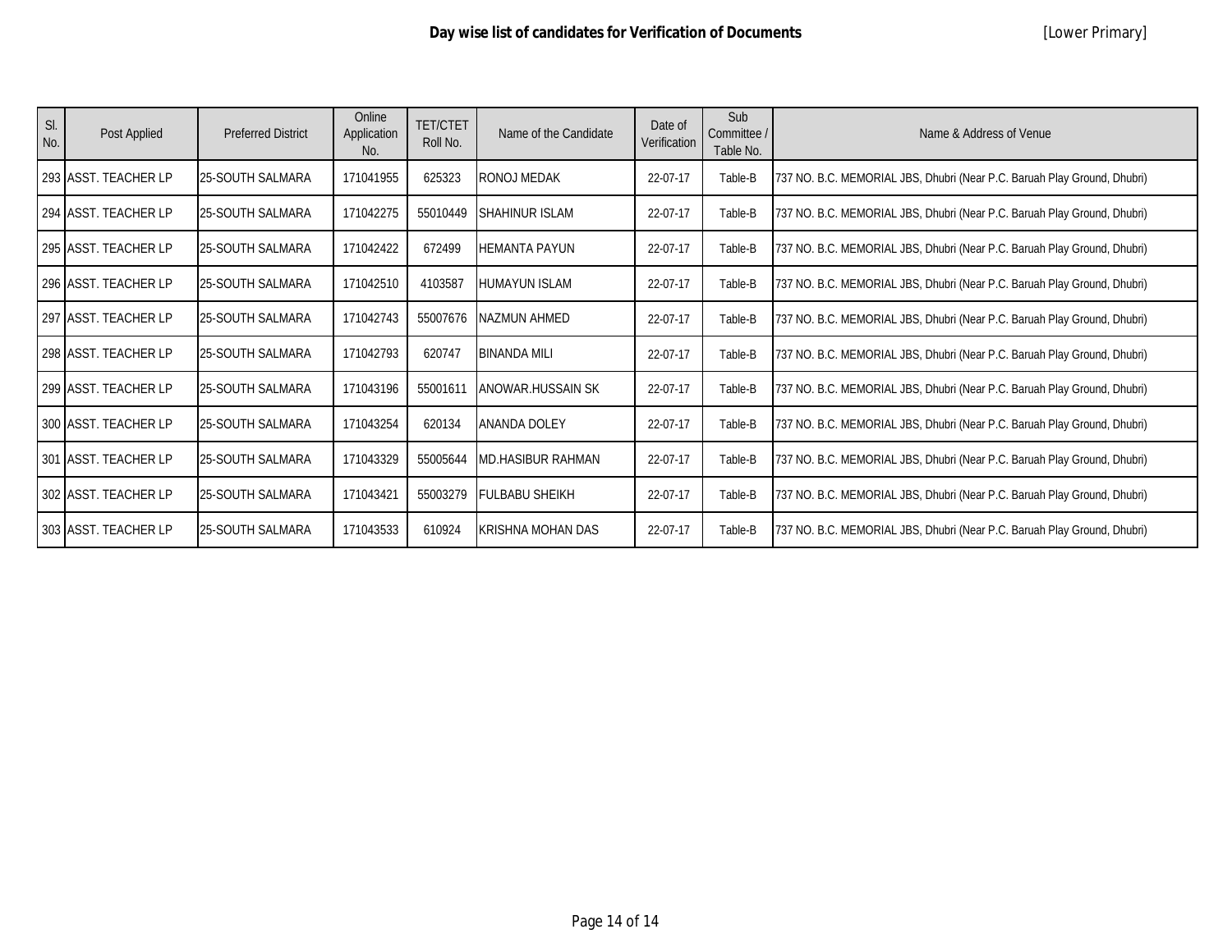**Day wise list of candidates for Verification of Documents** [Lower Primary]

| Sl. No. | Post Applied | Preferred District | Online Application No. | TET/CTET Roll No. | Name of the Candidate | Date of Verification | Sub Committee / Table No. | Name & Address of Venue |
|---|---|---|---|---|---|---|---|---|
| 293 | ASST. TEACHER LP | 25-SOUTH SALMARA | 171041955 | 625323 | RONOJ MEDAK | 22-07-17 | Table-B | 737 NO. B.C. MEMORIAL JBS, Dhubri (Near P.C. Baruah Play Ground, Dhubri) |
| 294 | ASST. TEACHER LP | 25-SOUTH SALMARA | 171042275 | 55010449 | SHAHINUR ISLAM | 22-07-17 | Table-B | 737 NO. B.C. MEMORIAL JBS, Dhubri (Near P.C. Baruah Play Ground, Dhubri) |
| 295 | ASST. TEACHER LP | 25-SOUTH SALMARA | 171042422 | 672499 | HEMANTA PAYUN | 22-07-17 | Table-B | 737 NO. B.C. MEMORIAL JBS, Dhubri (Near P.C. Baruah Play Ground, Dhubri) |
| 296 | ASST. TEACHER LP | 25-SOUTH SALMARA | 171042510 | 4103587 | HUMAYUN ISLAM | 22-07-17 | Table-B | 737 NO. B.C. MEMORIAL JBS, Dhubri (Near P.C. Baruah Play Ground, Dhubri) |
| 297 | ASST. TEACHER LP | 25-SOUTH SALMARA | 171042743 | 55007676 | NAZMUN AHMED | 22-07-17 | Table-B | 737 NO. B.C. MEMORIAL JBS, Dhubri (Near P.C. Baruah Play Ground, Dhubri) |
| 298 | ASST. TEACHER LP | 25-SOUTH SALMARA | 171042793 | 620747 | BINANDA MILI | 22-07-17 | Table-B | 737 NO. B.C. MEMORIAL JBS, Dhubri (Near P.C. Baruah Play Ground, Dhubri) |
| 299 | ASST. TEACHER LP | 25-SOUTH SALMARA | 171043196 | 55001611 | ANOWAR.HUSSAIN SK | 22-07-17 | Table-B | 737 NO. B.C. MEMORIAL JBS, Dhubri (Near P.C. Baruah Play Ground, Dhubri) |
| 300 | ASST. TEACHER LP | 25-SOUTH SALMARA | 171043254 | 620134 | ANANDA DOLEY | 22-07-17 | Table-B | 737 NO. B.C. MEMORIAL JBS, Dhubri (Near P.C. Baruah Play Ground, Dhubri) |
| 301 | ASST. TEACHER LP | 25-SOUTH SALMARA | 171043329 | 55005644 | MD.HASIBUR RAHMAN | 22-07-17 | Table-B | 737 NO. B.C. MEMORIAL JBS, Dhubri (Near P.C. Baruah Play Ground, Dhubri) |
| 302 | ASST. TEACHER LP | 25-SOUTH SALMARA | 171043421 | 55003279 | FULBABU SHEIKH | 22-07-17 | Table-B | 737 NO. B.C. MEMORIAL JBS, Dhubri (Near P.C. Baruah Play Ground, Dhubri) |
| 303 | ASST. TEACHER LP | 25-SOUTH SALMARA | 171043533 | 610924 | KRISHNA MOHAN DAS | 22-07-17 | Table-B | 737 NO. B.C. MEMORIAL JBS, Dhubri (Near P.C. Baruah Play Ground, Dhubri) |